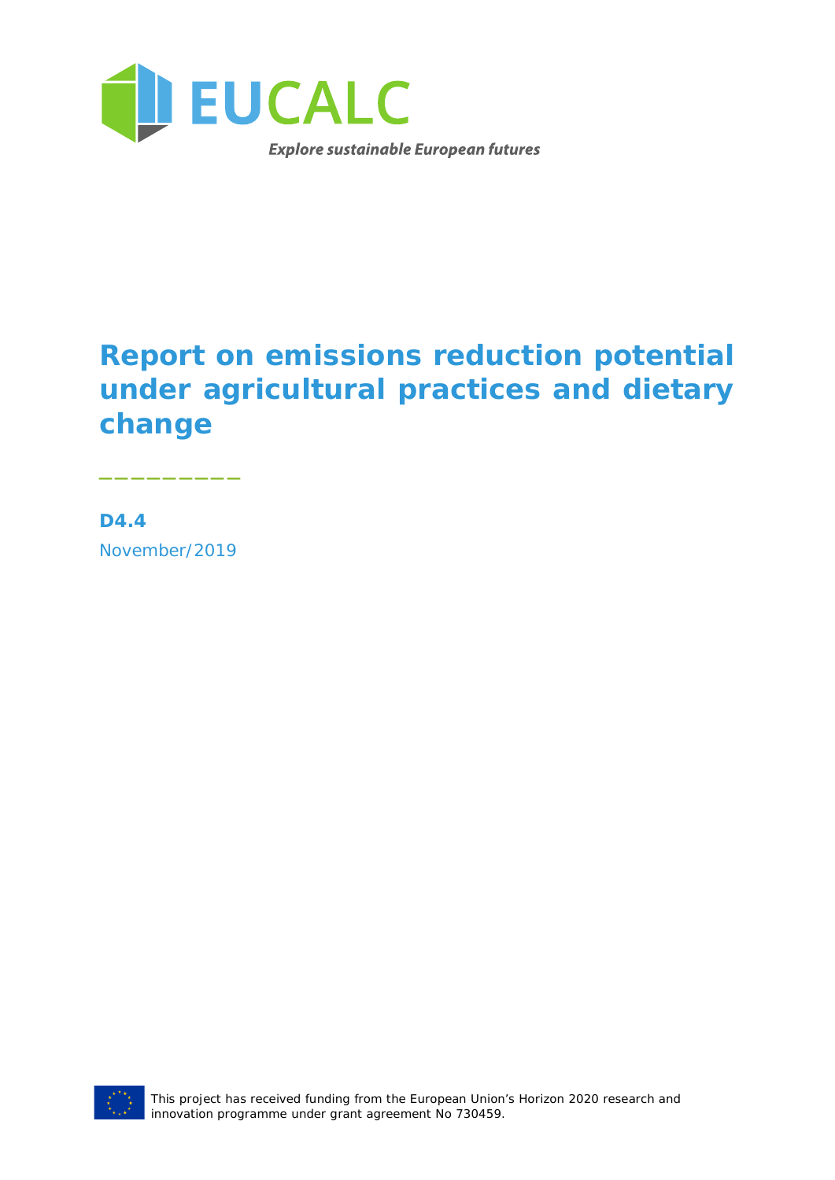EUCALC

*Explore sustainable European futures*

# Report on emissions reduction potential under agricultural practices and dietary change

**D4.4**

November/2019

This project has received funding from the European Union's Horizon 2020 research and innovation programme under grant agreement No 730459.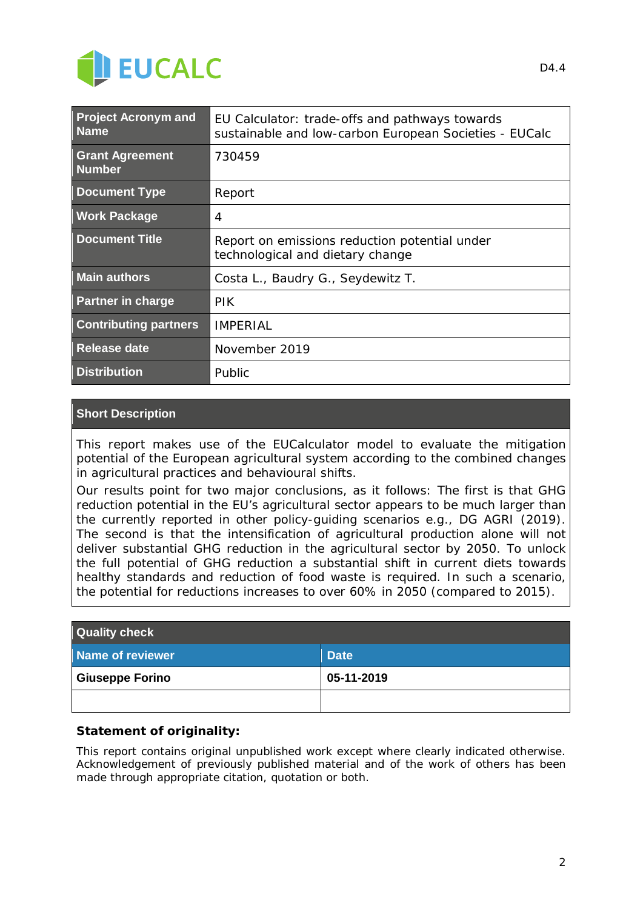| Project Acronym and Name | EU Calculator: trade-offs and pathways towards sustainable and low-carbon European Societies - EUCalc |
|---|---|
| Grant Agreement Number | 730459 |
| Document Type | Report |
| Work Package | 4 |
| Document Title | Report on emissions reduction potential under technological and dietary change |
| Main authors | Costa L., Baudry G., Seydewitz T. |
| Partner in charge | PIK |
| Contributing partners | IMPERIAL |
| Release date | November 2019 |
| Distribution | Public |

**Short Description**

This report makes use of the EUCalculator model to evaluate the mitigation potential of the European agricultural system according to the combined changes in agricultural practices and behavioural shifts.

Our results point for two major conclusions, as it follows: The first is that GHG reduction potential in the EU's agricultural sector appears to be much larger than the currently reported in other policy-guiding scenarios e.g., DG AGRI (2019). The second is that the intensification of agricultural production alone will not deliver substantial GHG reduction in the agricultural sector by 2050. To unlock the full potential of GHG reduction a substantial shift in current diets towards healthy standards and reduction of food waste is required. In such a scenario, the potential for reductions increases to over 60% in 2050 (compared to 2015).

| Quality check | |
|---|---|
| **Name of reviewer** | **Date** |
| **Giuseppe Forino** | **05-11-2019** |
| | |

**Statement of originality:**

This report contains original unpublished work except where clearly indicated otherwise. Acknowledgement of previously published material and of the work of others has been made through appropriate citation, quotation or both.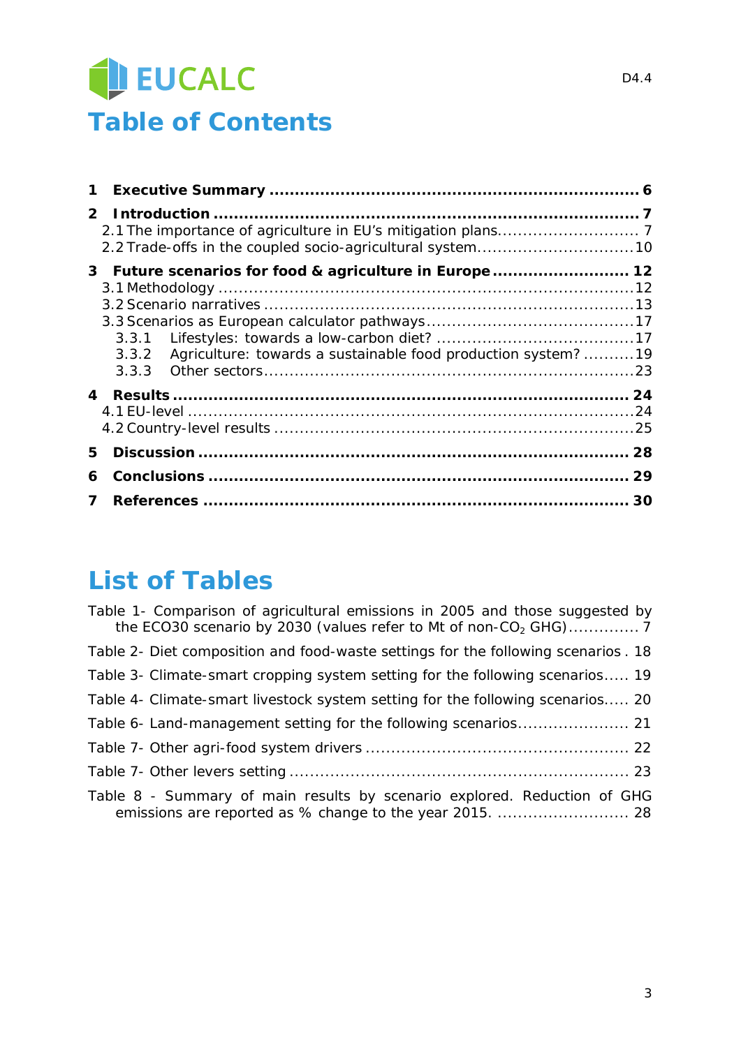# Table of Contents

**1 Executive Summary** ........................................................................ **6**

**2 Introduction** .................................................................................. **7**

2.1 The importance of agriculture in EU's mitigation plans........................... 7

2.2 Trade-offs in the coupled socio-agricultural system..............................10

**3 Future scenarios for food & agriculture in Europe** .......................... **12**

3.1 Methodology ......................................................................................12

3.2 Scenario narratives ............................................................................13

3.3 Scenarios as European calculator pathways........................................17

3.3.1 Lifestyles: towards a low-carbon diet? .......................................17

3.3.2 Agriculture: towards a sustainable food production system? ..........19

3.3.3 Other sectors...........................................................................23

**4 Results** ......................................................................................... **24**

4.1 EU-level .............................................................................................24

4.2 Country-level results ..........................................................................25

**5 Discussion** .................................................................................... **28**

**6 Conclusions** .................................................................................. **29**

**7 References** .................................................................................... **30**

# List of Tables

Table 1- Comparison of agricultural emissions in 2005 and those suggested by the ECO30 scenario by 2030 (values refer to Mt of non-$CO_2$ GHG)............. 7

Table 2- Diet composition and food-waste settings for the following scenarios . 18

Table 3- Climate-smart cropping system setting for the following scenarios..... 19

Table 4- Climate-smart livestock system setting for the following scenarios..... 20

Table 6- Land-management setting for the following scenarios...................... 21

Table 7- Other agri-food system drivers ................................................... 22

Table 7- Other levers setting .................................................................. 23

Table 8 - Summary of main results by scenario explored. Reduction of GHG emissions are reported as % change to the year 2015. .......................... 28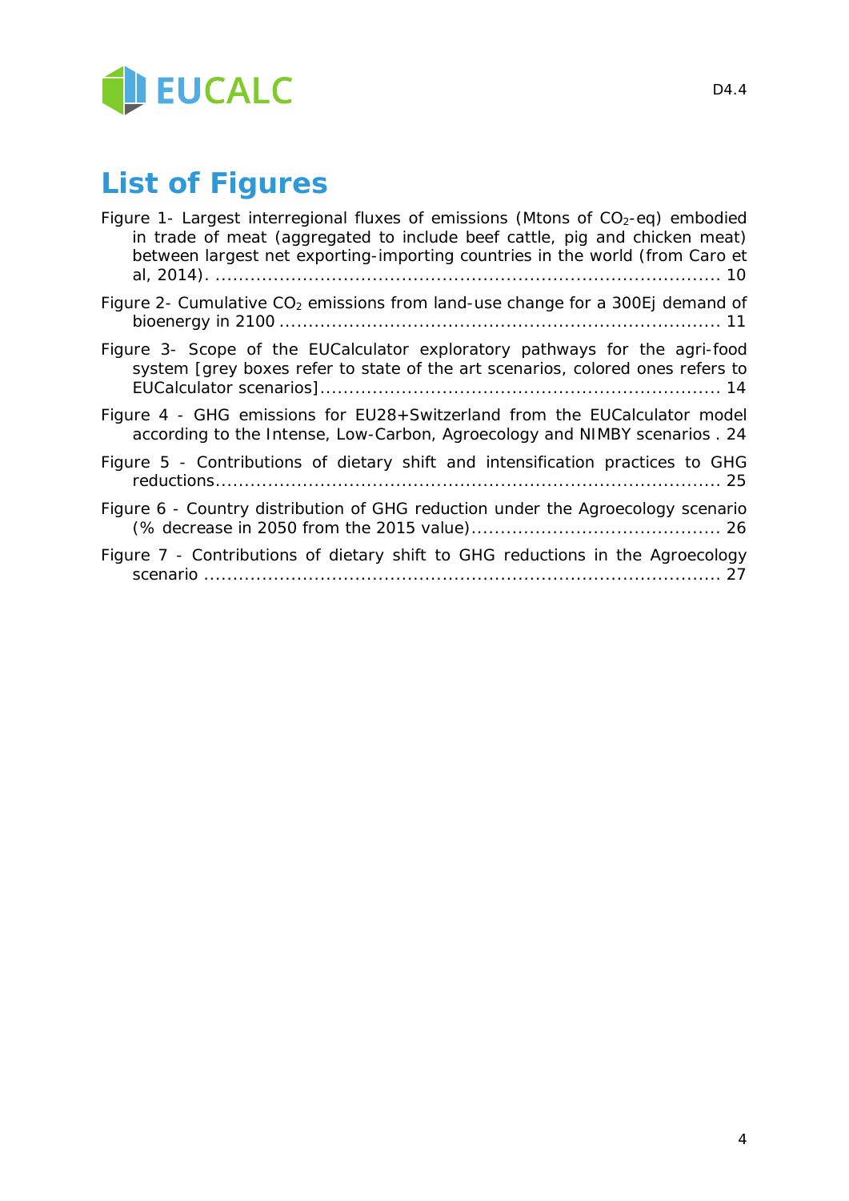# List of Figures

Figure 1- Largest interregional fluxes of emissions (Mtons of $CO_2$-eq) embodied in trade of meat (aggregated to include beef cattle, pig and chicken meat) between largest net exporting-importing countries in the world (from Caro et al, 2014). ........................................................................................ 10

Figure 2- Cumulative $CO_2$ emissions from land-use change for a 300Ej demand of bioenergy in 2100 ........................................................................... 11

Figure 3- Scope of the EUCalculator exploratory pathways for the agri-food system [grey boxes refer to state of the art scenarios, colored ones refers to EUCalculator scenarios].................................................................... 14

Figure 4 - GHG emissions for EU28+Switzerland from the EUCalculator model according to the Intense, Low-Carbon, Agroecology and NIMBY scenarios . 24

Figure 5 - Contributions of dietary shift and intensification practices to GHG reductions...................................................................................... 25

Figure 6 - Country distribution of GHG reduction under the Agroecology scenario (% decrease in 2050 from the 2015 value)........................................... 26

Figure 7 - Contributions of dietary shift to GHG reductions in the Agroecology scenario ......................................................................................... 27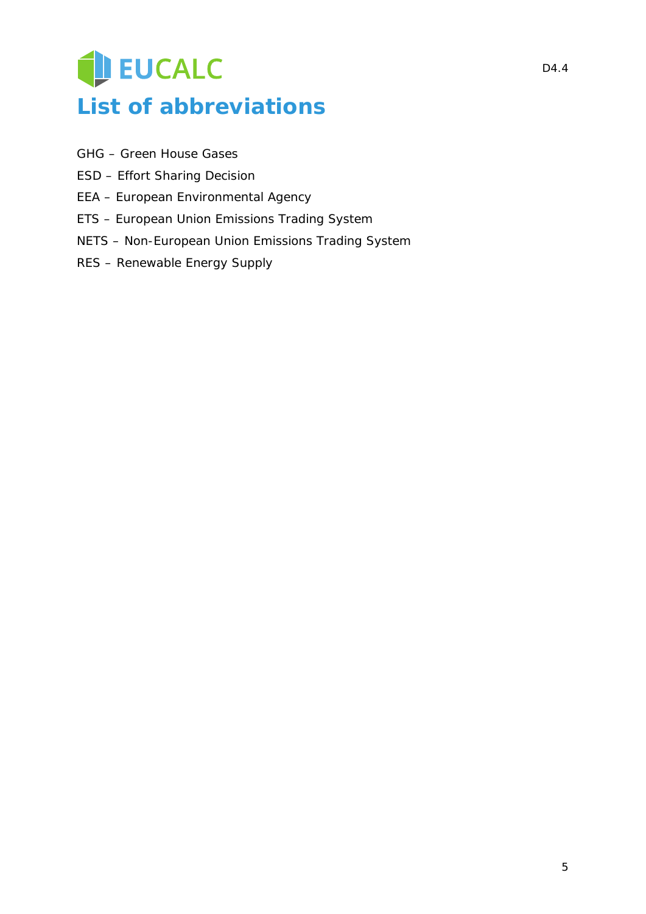# List of abbreviations

GHG – Green House Gases

ESD – Effort Sharing Decision

EEA – European Environmental Agency

ETS – European Union Emissions Trading System

NETS – Non-European Union Emissions Trading System

RES – Renewable Energy Supply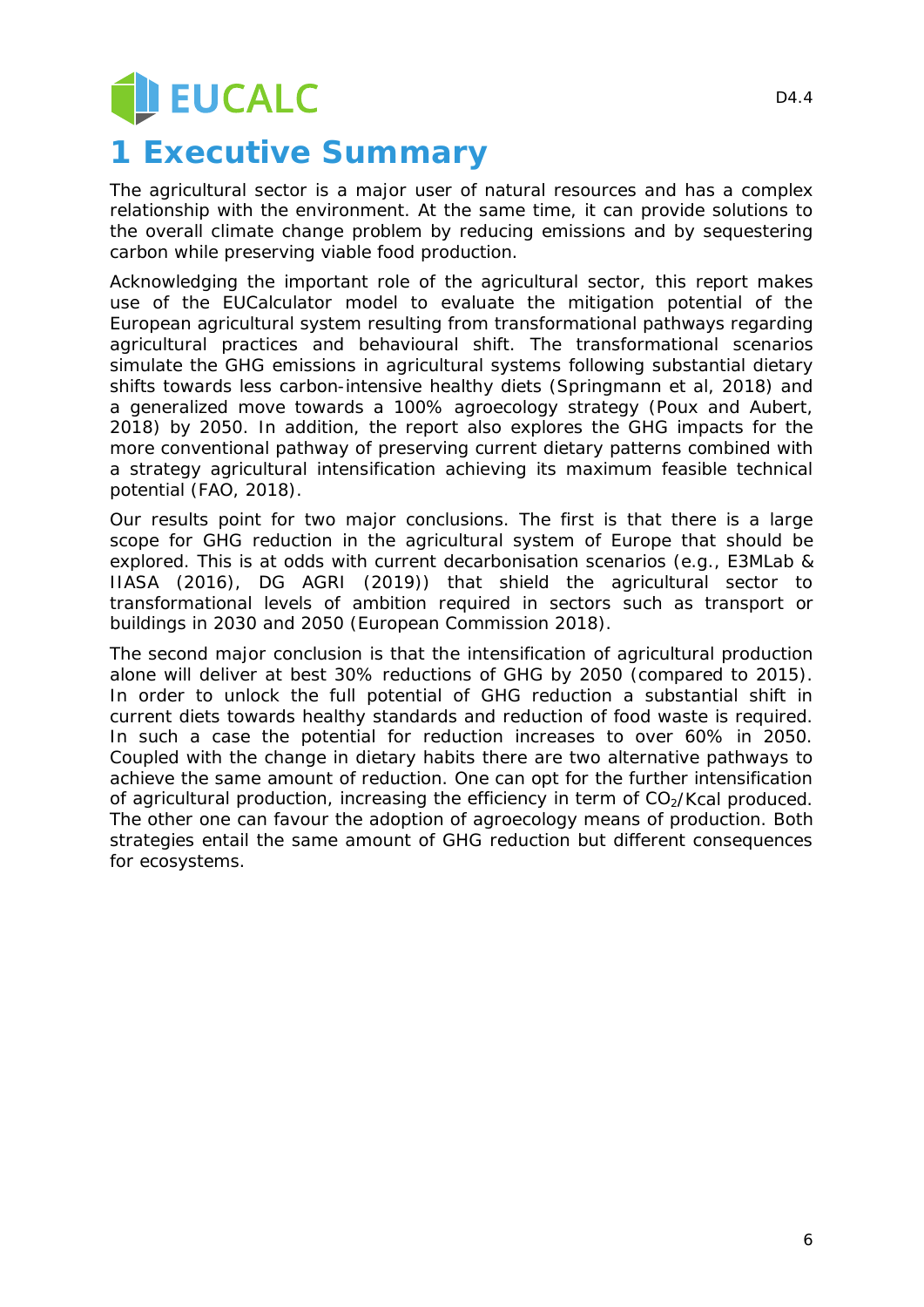# 1 Executive Summary

The agricultural sector is a major user of natural resources and has a complex relationship with the environment. At the same time, it can provide solutions to the overall climate change problem by reducing emissions and by sequestering carbon while preserving viable food production.

Acknowledging the important role of the agricultural sector, this report makes use of the EUCalculator model to evaluate the mitigation potential of the European agricultural system resulting from transformational pathways regarding agricultural practices and behavioural shift. The transformational scenarios simulate the GHG emissions in agricultural systems following substantial dietary shifts towards less carbon-intensive healthy diets (Springmann et al, 2018) and a generalized move towards a 100% agroecology strategy (Poux and Aubert, 2018) by 2050. In addition, the report also explores the GHG impacts for the more conventional pathway of preserving current dietary patterns combined with a strategy agricultural intensification achieving its maximum feasible technical potential (FAO, 2018).

Our results point for two major conclusions. The first is that there is a large scope for GHG reduction in the agricultural system of Europe that should be explored. This is at odds with current decarbonisation scenarios (e.g., E3MLab & IIASA (2016), DG AGRI (2019)) that shield the agricultural sector to transformational levels of ambition required in sectors such as transport or buildings in 2030 and 2050 (European Commission 2018).

The second major conclusion is that the intensification of agricultural production alone will deliver at best 30% reductions of GHG by 2050 (compared to 2015). In order to unlock the full potential of GHG reduction a substantial shift in current diets towards healthy standards and reduction of food waste is required. In such a case the potential for reduction increases to over 60% in 2050. Coupled with the change in dietary habits there are two alternative pathways to achieve the same amount of reduction. One can opt for the further intensification of agricultural production, increasing the efficiency in term of $CO_2$/Kcal produced. The other one can favour the adoption of agroecology means of production. Both strategies entail the same amount of GHG reduction but different consequences for ecosystems.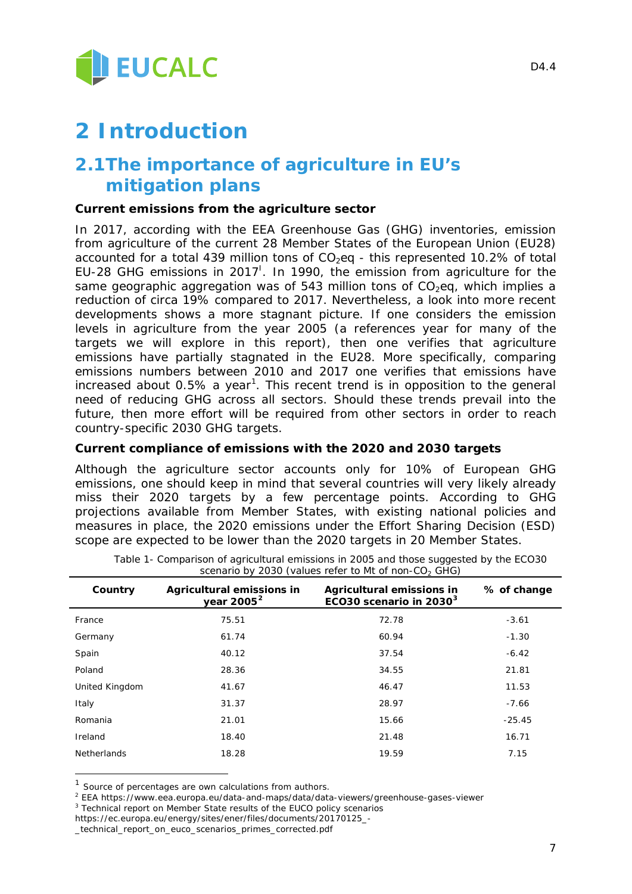# 2 Introduction

## 2.1 The importance of agriculture in EU's mitigation plans

**Current emissions from the agriculture sector**

In 2017, according with the EEA Greenhouse Gas (GHG) inventories, emission from agriculture of the current 28 Member States of the European Union (EU28) accounted for a total 439 million tons of $CO_2$eq - this represented 10.2% of total EU-28 GHG emissions in 2017[I]. In 1990, the emission from agriculture for the same geographic aggregation was of 543 million tons of $CO_2$eq, which implies a reduction of circa 19% compared to 2017. Nevertheless, a look into more recent developments shows a more stagnant picture. If one considers the emission levels in agriculture from the year 2005 (a references year for many of the targets we will explore in this report), then one verifies that agriculture emissions have partially stagnated in the EU28. More specifically, comparing emissions numbers between 2010 and 2017 one verifies that emissions have increased about 0.5% a year[1]. This recent trend is in opposition to the general need of reducing GHG across all sectors. Should these trends prevail into the future, then more effort will be required from other sectors in order to reach country-specific 2030 GHG targets.

**Current compliance of emissions with the 2020 and 2030 targets**

Although the agriculture sector accounts only for 10% of European GHG emissions, one should keep in mind that several countries will very likely already miss their 2020 targets by a few percentage points. According to GHG projections available from Member States, with existing national policies and measures in place, the 2020 emissions under the Effort Sharing Decision (ESD) scope are expected to be lower than the 2020 targets in 20 Member States.

Table 1- Comparison of agricultural emissions in 2005 and those suggested by the ECO30 scenario by 2030 (values refer to Mt of non-$CO_2$ GHG)

| Country | Agricultural emissions in year 2005[2] | Agricultural emissions in ECO30 scenario in 2030[3] | % of change |
|---|---|---|---|
| France | 75.51 | 72.78 | -3.61 |
| Germany | 61.74 | 60.94 | -1.30 |
| Spain | 40.12 | 37.54 | -6.42 |
| Poland | 28.36 | 34.55 | 21.81 |
| United Kingdom | 41.67 | 46.47 | 11.53 |
| Italy | 31.37 | 28.97 | -7.66 |
| Romania | 21.01 | 15.66 | -25.45 |
| Ireland | 18.40 | 21.48 | 16.71 |
| Netherlands | 18.28 | 19.59 | 7.15 |

[1] Source of percentages are own calculations from authors.

[2] EEA https://www.eea.europa.eu/data-and-maps/data/data-viewers/greenhouse-gases-viewer

[3] Technical report on Member State results of the EUCO policy scenarios https://ec.europa.eu/energy/sites/ener/files/documents/20170125_-_technical_report_on_euco_scenarios_primes_corrected.pdf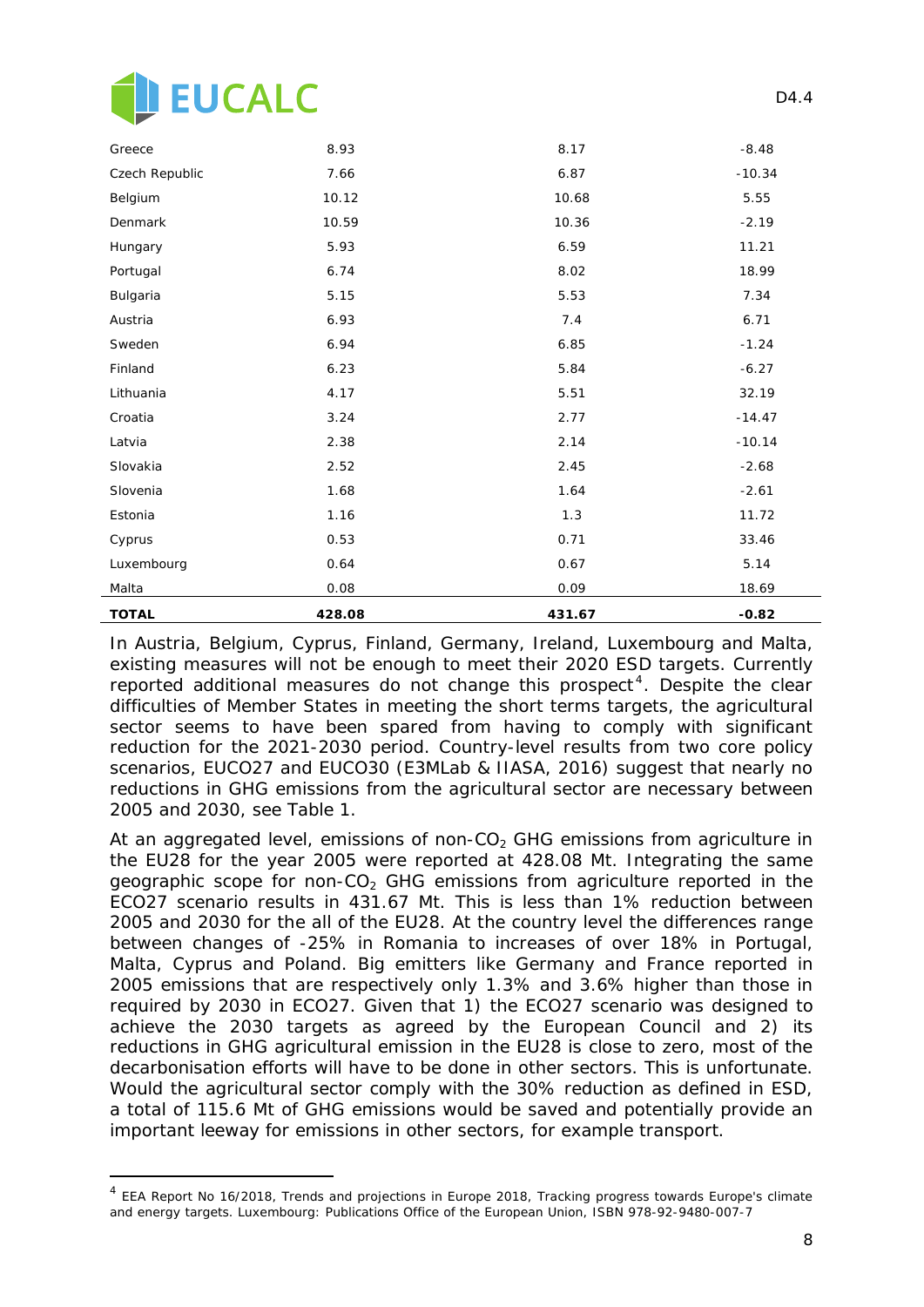| | | | |
|---|---|---|---|
| Greece | 8.93 | 8.17 | -8.48 |
| Czech Republic | 7.66 | 6.87 | -10.34 |
| Belgium | 10.12 | 10.68 | 5.55 |
| Denmark | 10.59 | 10.36 | -2.19 |
| Hungary | 5.93 | 6.59 | 11.21 |
| Portugal | 6.74 | 8.02 | 18.99 |
| Bulgaria | 5.15 | 5.53 | 7.34 |
| Austria | 6.93 | 7.4 | 6.71 |
| Sweden | 6.94 | 6.85 | -1.24 |
| Finland | 6.23 | 5.84 | -6.27 |
| Lithuania | 4.17 | 5.51 | 32.19 |
| Croatia | 3.24 | 2.77 | -14.47 |
| Latvia | 2.38 | 2.14 | -10.14 |
| Slovakia | 2.52 | 2.45 | -2.68 |
| Slovenia | 1.68 | 1.64 | -2.61 |
| Estonia | 1.16 | 1.3 | 11.72 |
| Cyprus | 0.53 | 0.71 | 33.46 |
| Luxembourg | 0.64 | 0.67 | 5.14 |
| Malta | 0.08 | 0.09 | 18.69 |
| **TOTAL** | **428.08** | **431.67** | **-0.82** |

In Austria, Belgium, Cyprus, Finland, Germany, Ireland, Luxembourg and Malta, existing measures will not be enough to meet their 2020 ESD targets. Currently reported additional measures do not change this prospect[4]. Despite the clear difficulties of Member States in meeting the short terms targets, the agricultural sector seems to have been spared from having to comply with significant reduction for the 2021-2030 period. Country-level results from two core policy scenarios, EUCO27 and EUCO30 (E3MLab & IIASA, 2016) suggest that nearly no reductions in GHG emissions from the agricultural sector are necessary between 2005 and 2030, see Table 1.

At an aggregated level, emissions of non-$CO_2$ GHG emissions from agriculture in the EU28 for the year 2005 were reported at 428.08 Mt. Integrating the same geographic scope for non-$CO_2$ GHG emissions from agriculture reported in the ECO27 scenario results in 431.67 Mt. This is less than 1% reduction between 2005 and 2030 for the all of the EU28. At the country level the differences range between changes of -25% in Romania to increases of over 18% in Portugal, Malta, Cyprus and Poland. Big emitters like Germany and France reported in 2005 emissions that are respectively only 1.3% and 3.6% higher than those in required by 2030 in ECO27. Given that 1) the ECO27 scenario was designed to achieve the 2030 targets as agreed by the European Council and 2) its reductions in GHG agricultural emission in the EU28 is close to zero, most of the decarbonisation efforts will have to be done in other sectors. This is unfortunate. Would the agricultural sector comply with the 30% reduction as defined in ESD, a total of 115.6 Mt of GHG emissions would be saved and potentially provide an important leeway for emissions in other sectors, for example transport.

[4] EEA Report No 16/2018, Trends and projections in Europe 2018, Tracking progress towards Europe's climate and energy targets. Luxembourg: Publications Office of the European Union, ISBN 978-92-9480-007-7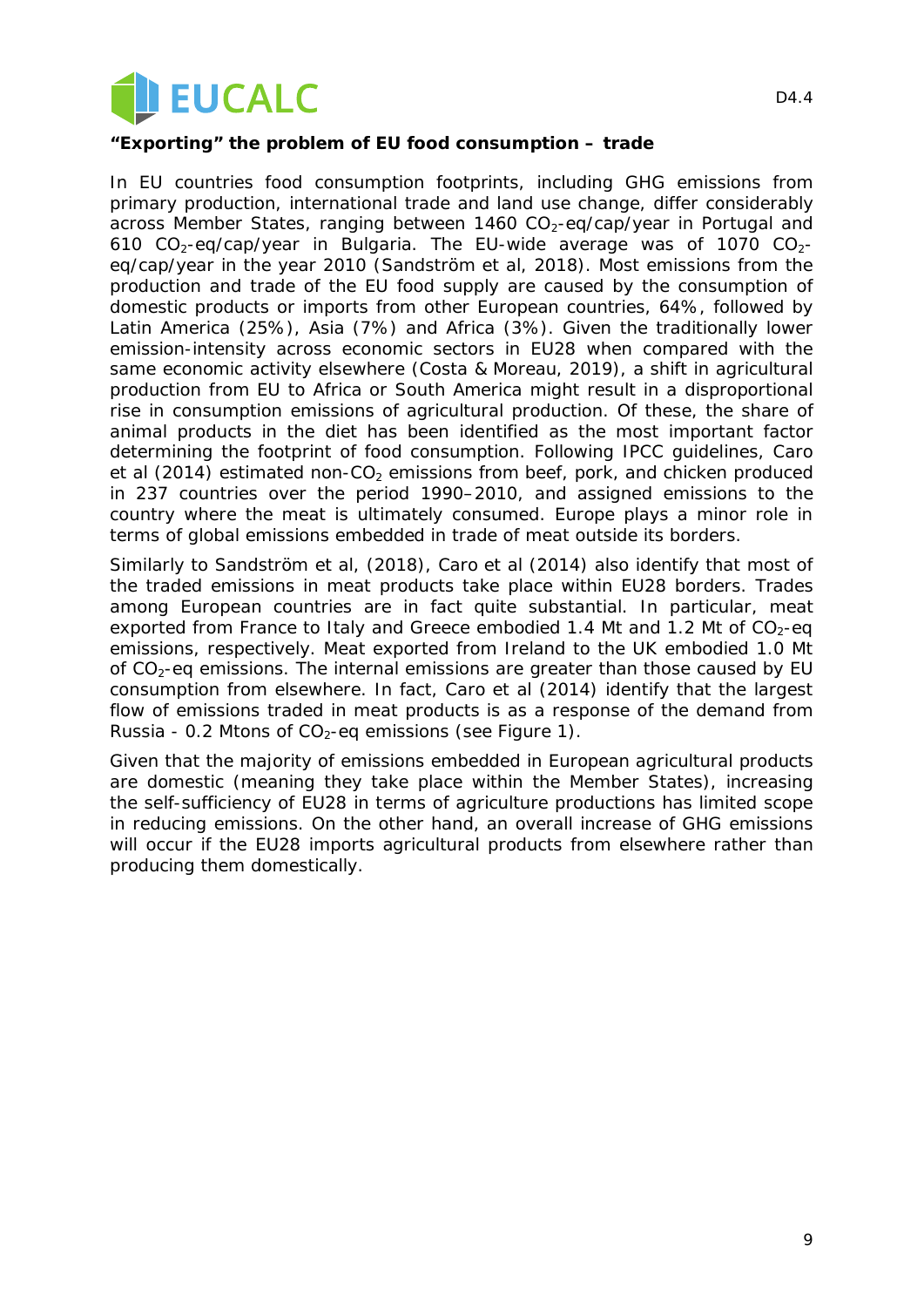**"Exporting" the problem of EU food consumption – trade**

In EU countries food consumption footprints, including GHG emissions from primary production, international trade and land use change, differ considerably across Member States, ranging between 1460 $CO_2$-eq/cap/year in Portugal and 610 $CO_2$-eq/cap/year in Bulgaria. The EU-wide average was of 1070 $CO_2$-eq/cap/year in the year 2010 (Sandström et al, 2018). Most emissions from the production and trade of the EU food supply are caused by the consumption of domestic products or imports from other European countries, 64%, followed by Latin America (25%), Asia (7%) and Africa (3%). Given the traditionally lower emission-intensity across economic sectors in EU28 when compared with the same economic activity elsewhere (Costa & Moreau, 2019), a shift in agricultural production from EU to Africa or South America might result in a disproportional rise in consumption emissions of agricultural production. Of these, the share of animal products in the diet has been identified as the most important factor determining the footprint of food consumption. Following IPCC guidelines, Caro et al (2014) estimated non-$CO_2$ emissions from beef, pork, and chicken produced in 237 countries over the period 1990–2010, and assigned emissions to the country where the meat is ultimately consumed. Europe plays a minor role in terms of global emissions embedded in trade of meat outside its borders.

Similarly to Sandström et al, (2018), Caro et al (2014) also identify that most of the traded emissions in meat products take place within EU28 borders. Trades among European countries are in fact quite substantial. In particular, meat exported from France to Italy and Greece embodied 1.4 Mt and 1.2 Mt of $CO_2$-eq emissions, respectively. Meat exported from Ireland to the UK embodied 1.0 Mt of $CO_2$-eq emissions. The internal emissions are greater than those caused by EU consumption from elsewhere. In fact, Caro et al (2014) identify that the largest flow of emissions traded in meat products is as a response of the demand from Russia - 0.2 Mtons of $CO_2$-eq emissions (see Figure 1).

Given that the majority of emissions embedded in European agricultural products are domestic (meaning they take place within the Member States), increasing the self-sufficiency of EU28 in terms of agriculture productions has limited scope in reducing emissions. On the other hand, an overall increase of GHG emissions will occur if the EU28 imports agricultural products from elsewhere rather than producing them domestically.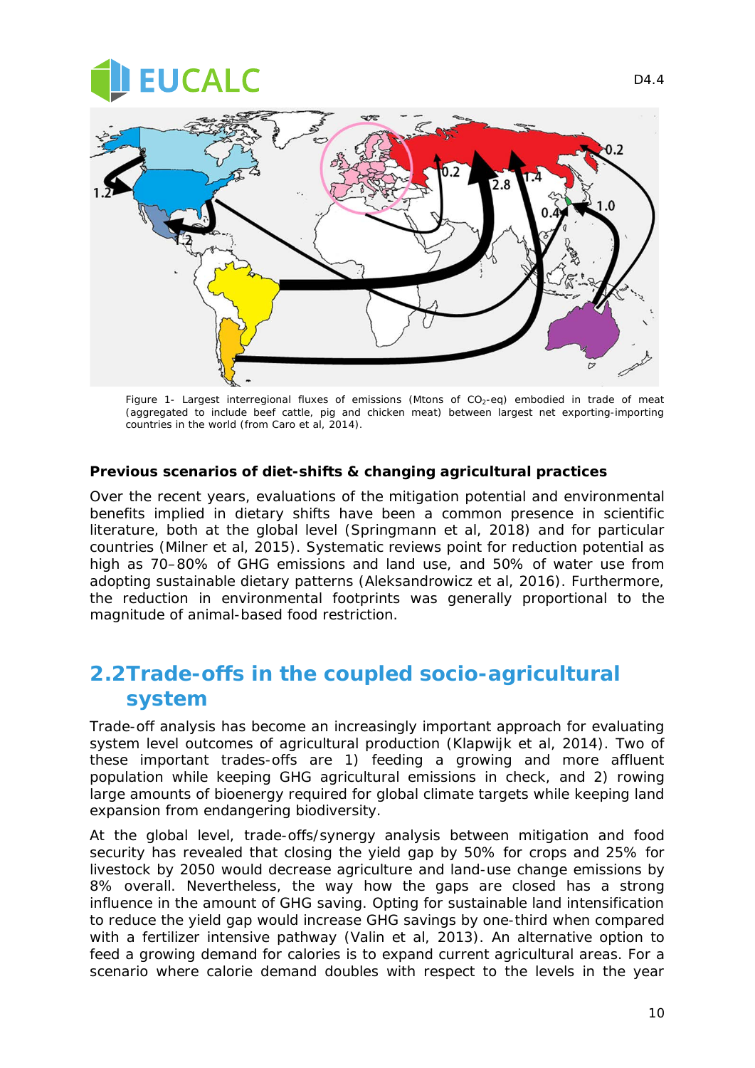Figure 1- Largest interregional fluxes of emissions (Mtons of $CO_2$-eq) embodied in trade of meat (aggregated to include beef cattle, pig and chicken meat) between largest net exporting-importing countries in the world (from Caro et al, 2014).

**Previous scenarios of diet-shifts & changing agricultural practices**

Over the recent years, evaluations of the mitigation potential and environmental benefits implied in dietary shifts have been a common presence in scientific literature, both at the global level (Springmann et al, 2018) and for particular countries (Milner et al, 2015). Systematic reviews point for reduction potential as high as 70–80% of GHG emissions and land use, and 50% of water use from adopting sustainable dietary patterns (Aleksandrowicz et al, 2016). Furthermore, the reduction in environmental footprints was generally proportional to the magnitude of animal-based food restriction.

## 2.2 Trade-offs in the coupled socio-agricultural system

Trade-off analysis has become an increasingly important approach for evaluating system level outcomes of agricultural production (Klapwijk et al, 2014). Two of these important trades-offs are 1) feeding a growing and more affluent population while keeping GHG agricultural emissions in check, and 2) rowing large amounts of bioenergy required for global climate targets while keeping land expansion from endangering biodiversity.

At the global level, trade-offs/synergy analysis between mitigation and food security has revealed that closing the yield gap by 50% for crops and 25% for livestock by 2050 would decrease agriculture and land-use change emissions by 8% overall. Nevertheless, the way how the gaps are closed has a strong influence in the amount of GHG saving. Opting for sustainable land intensification to reduce the yield gap would increase GHG savings by one-third when compared with a fertilizer intensive pathway (Valin et al, 2013). An alternative option to feed a growing demand for calories is to expand current agricultural areas. For a scenario where calorie demand doubles with respect to the levels in the year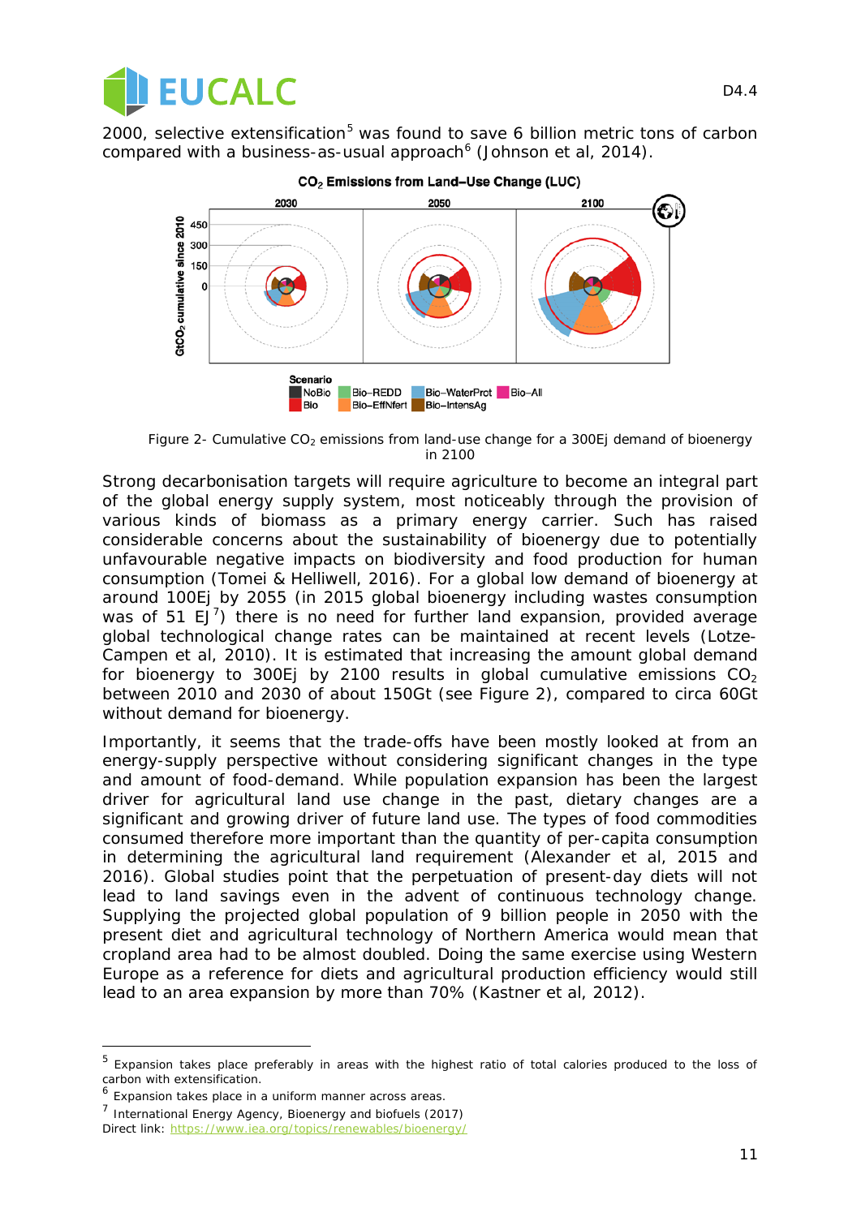2000, selective extensification[5] was found to save 6 billion metric tons of carbon compared with a business-as-usual approach[6] (Johnson et al, 2014).

Figure 2- Cumulative $CO_2$ emissions from land-use change for a 300Ej demand of bioenergy in 2100

Strong decarbonisation targets will require agriculture to become an integral part of the global energy supply system, most noticeably through the provision of various kinds of biomass as a primary energy carrier. Such has raised considerable concerns about the sustainability of bioenergy due to potentially unfavourable negative impacts on biodiversity and food production for human consumption (Tomei & Helliwell, 2016). For a global low demand of bioenergy at around 100Ej by 2055 (in 2015 global bioenergy including wastes consumption was of 51 EJ[7]) there is no need for further land expansion, provided average global technological change rates can be maintained at recent levels (Lotze-Campen et al, 2010). It is estimated that increasing the amount global demand for bioenergy to 300Ej by 2100 results in global cumulative emissions $CO_2$ between 2010 and 2030 of about 150Gt (see Figure 2), compared to circa 60Gt without demand for bioenergy.

Importantly, it seems that the trade-offs have been mostly looked at from an energy-supply perspective without considering significant changes in the type and amount of food-demand. While population expansion has been the largest driver for agricultural land use change in the past, dietary changes are a significant and growing driver of future land use. The types of food commodities consumed therefore more important than the quantity of per-capita consumption in determining the agricultural land requirement (Alexander et al, 2015 and 2016). Global studies point that the perpetuation of present-day diets will not lead to land savings even in the advent of continuous technology change. Supplying the projected global population of 9 billion people in 2050 with the present diet and agricultural technology of Northern America would mean that cropland area had to be almost doubled. Doing the same exercise using Western Europe as a reference for diets and agricultural production efficiency would still lead to an area expansion by more than 70% (Kastner et al, 2012).

---

[5] Expansion takes place preferably in areas with the highest ratio of total calories produced to the loss of carbon with extensification.

[6] Expansion takes place in a uniform manner across areas.

[7] International Energy Agency, Bioenergy and biofuels (2017)
Direct link: https://www.iea.org/topics/renewables/bioenergy/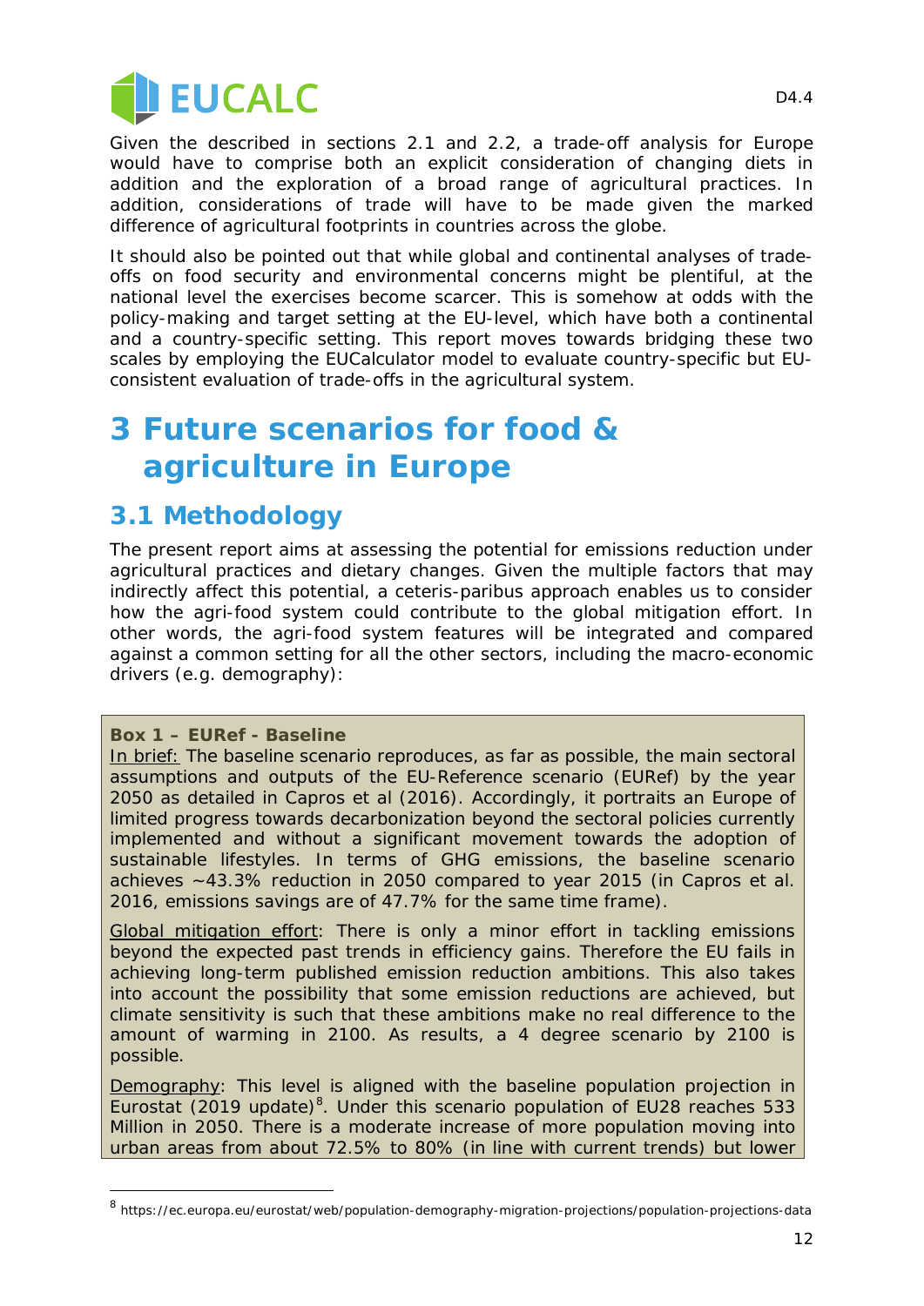Given the described in sections 2.1 and 2.2, a trade-off analysis for Europe would have to comprise both an explicit consideration of changing diets in addition and the exploration of a broad range of agricultural practices. In addition, considerations of trade will have to be made given the marked difference of agricultural footprints in countries across the globe.

It should also be pointed out that while global and continental analyses of trade-offs on food security and environmental concerns might be plentiful, at the national level the exercises become scarcer. This is somehow at odds with the policy-making and target setting at the EU-level, which have both a continental and a country-specific setting. This report moves towards bridging these two scales by employing the EUCalculator model to evaluate country-specific but EU-consistent evaluation of trade-offs in the agricultural system.

# 3 Future scenarios for food & agriculture in Europe

## 3.1 Methodology

The present report aims at assessing the potential for emissions reduction under agricultural practices and dietary changes. Given the multiple factors that may indirectly affect this potential, a ceteris-paribus approach enables us to consider how the agri-food system could contribute to the global mitigation effort. In other words, the agri-food system features will be integrated and compared against a common setting for all the other sectors, including the macro-economic drivers (e.g. demography):

> **Box 1 – EURef - Baseline**
>
> In brief: The baseline scenario reproduces, as far as possible, the main sectoral assumptions and outputs of the EU-Reference scenario (EURef) by the year 2050 as detailed in Capros et al (2016). Accordingly, it portraits an Europe of limited progress towards decarbonization beyond the sectoral policies currently implemented and without a significant movement towards the adoption of sustainable lifestyles. In terms of GHG emissions, the baseline scenario achieves ~43.3% reduction in 2050 compared to year 2015 (in Capros et al. 2016, emissions savings are of 47.7% for the same time frame).
>
> Global mitigation effort: There is only a minor effort in tackling emissions beyond the expected past trends in efficiency gains. Therefore the EU fails in achieving long-term published emission reduction ambitions. This also takes into account the possibility that some emission reductions are achieved, but climate sensitivity is such that these ambitions make no real difference to the amount of warming in 2100. As results, a 4 degree scenario by 2100 is possible.
>
> Demography: This level is aligned with the baseline population projection in Eurostat (2019 update)[8]. Under this scenario population of EU28 reaches 533 Million in 2050. There is a moderate increase of more population moving into urban areas from about 72.5% to 80% (in line with current trends) but lower

[8] https://ec.europa.eu/eurostat/web/population-demography-migration-projections/population-projections-data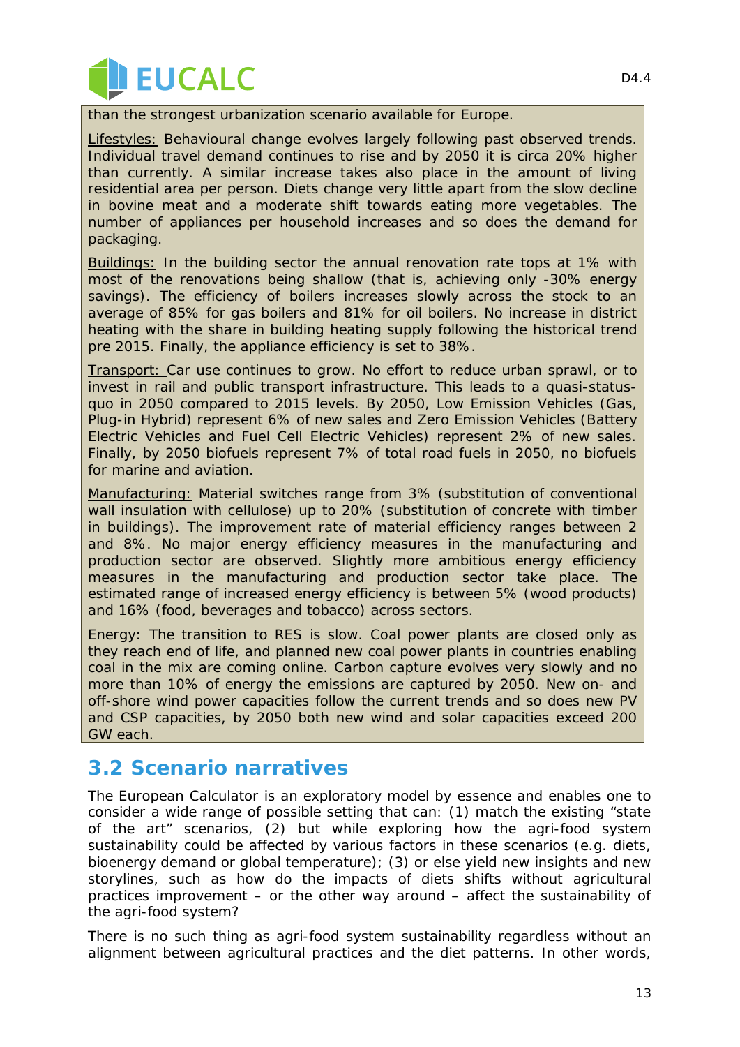than the strongest urbanization scenario available for Europe.

Lifestyles: Behavioural change evolves largely following past observed trends. Individual travel demand continues to rise and by 2050 it is circa 20% higher than currently. A similar increase takes also place in the amount of living residential area per person. Diets change very little apart from the slow decline in bovine meat and a moderate shift towards eating more vegetables. The number of appliances per household increases and so does the demand for packaging.

Buildings: In the building sector the annual renovation rate tops at 1% with most of the renovations being shallow (that is, achieving only -30% energy savings). The efficiency of boilers increases slowly across the stock to an average of 85% for gas boilers and 81% for oil boilers. No increase in district heating with the share in building heating supply following the historical trend pre 2015. Finally, the appliance efficiency is set to 38%.

Transport: Car use continues to grow. No effort to reduce urban sprawl, or to invest in rail and public transport infrastructure. This leads to a quasi-status-quo in 2050 compared to 2015 levels. By 2050, Low Emission Vehicles (Gas, Plug-in Hybrid) represent 6% of new sales and Zero Emission Vehicles (Battery Electric Vehicles and Fuel Cell Electric Vehicles) represent 2% of new sales. Finally, by 2050 biofuels represent 7% of total road fuels in 2050, no biofuels for marine and aviation.

Manufacturing: Material switches range from 3% (substitution of conventional wall insulation with cellulose) up to 20% (substitution of concrete with timber in buildings). The improvement rate of material efficiency ranges between 2 and 8%. No major energy efficiency measures in the manufacturing and production sector are observed. Slightly more ambitious energy efficiency measures in the manufacturing and production sector take place. The estimated range of increased energy efficiency is between 5% (wood products) and 16% (food, beverages and tobacco) across sectors.

Energy: The transition to RES is slow. Coal power plants are closed only as they reach end of life, and planned new coal power plants in countries enabling coal in the mix are coming online. Carbon capture evolves very slowly and no more than 10% of energy the emissions are captured by 2050. New on- and off-shore wind power capacities follow the current trends and so does new PV and CSP capacities, by 2050 both new wind and solar capacities exceed 200 GW each.

## 3.2 Scenario narratives

The European Calculator is an exploratory model by essence and enables one to consider a wide range of possible setting that can: (1) match the existing "state of the art" scenarios, (2) but while exploring how the agri-food system sustainability could be affected by various factors in these scenarios (e.g. diets, bioenergy demand or global temperature); (3) or else yield new insights and new storylines, such as how do the impacts of diets shifts without agricultural practices improvement – or the other way around – affect the sustainability of the agri-food system?

There is no such thing as agri-food system sustainability regardless without an alignment between agricultural practices and the diet patterns. In other words,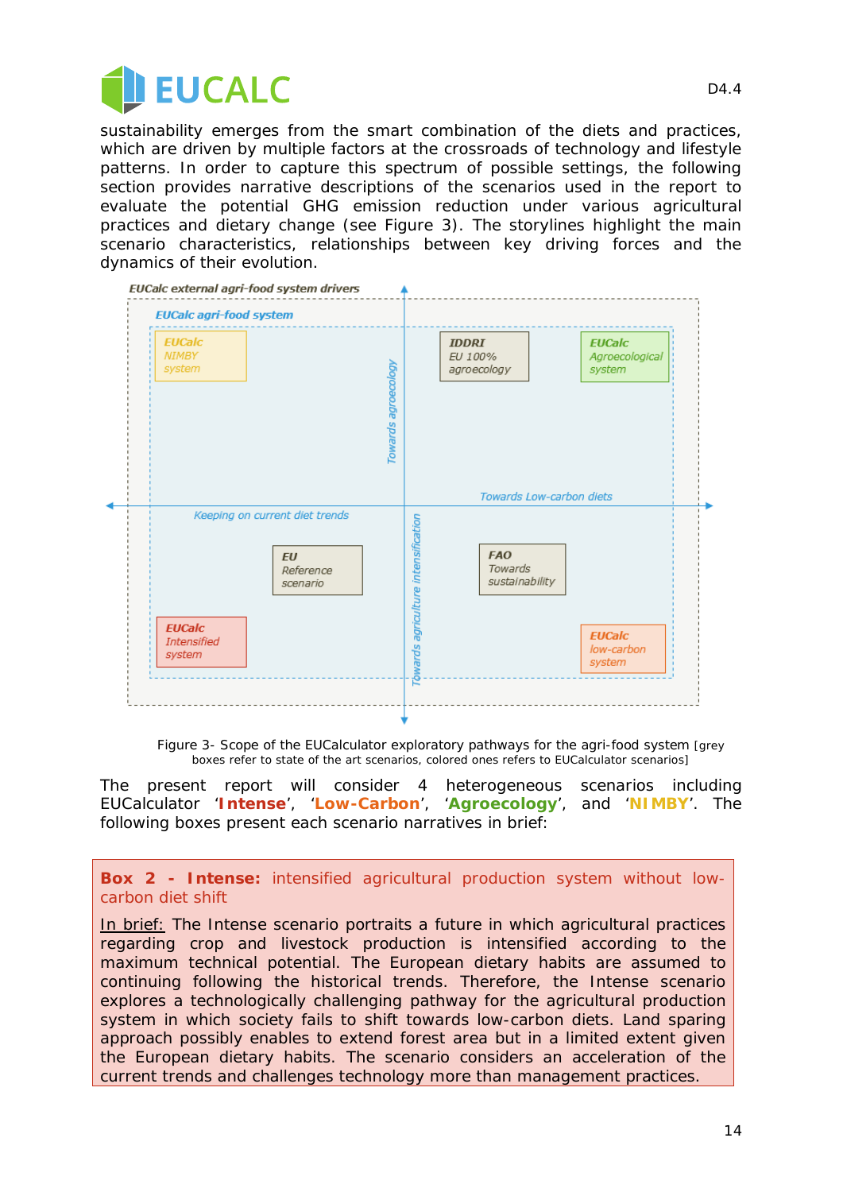sustainability emerges from the smart combination of the diets and practices, which are driven by multiple factors at the crossroads of technology and lifestyle patterns. In order to capture this spectrum of possible settings, the following section provides narrative descriptions of the scenarios used in the report to evaluate the potential GHG emission reduction under various agricultural practices and dietary change (see Figure 3). The storylines highlight the main scenario characteristics, relationships between key driving forces and the dynamics of their evolution.

Figure 3- Scope of the EUCalculator exploratory pathways for the agri-food system [grey boxes refer to state of the art scenarios, colored ones refers to EUCalculator scenarios]

The present report will consider 4 heterogeneous scenarios including EUCalculator '**Intense**', '**Low-Carbon**', '**Agroecology**', and '**NIMBY**'. The following boxes present each scenario narratives in brief:

**Box 2 - Intense:** intensified agricultural production system without low-carbon diet shift

In brief: The Intense scenario portraits a future in which agricultural practices regarding crop and livestock production is intensified according to the maximum technical potential. The European dietary habits are assumed to continuing following the historical trends. Therefore, the Intense scenario explores a technologically challenging pathway for the agricultural production system in which society fails to shift towards low-carbon diets. Land sparing approach possibly enables to extend forest area but in a limited extent given the European dietary habits. The scenario considers an acceleration of the current trends and challenges technology more than management practices.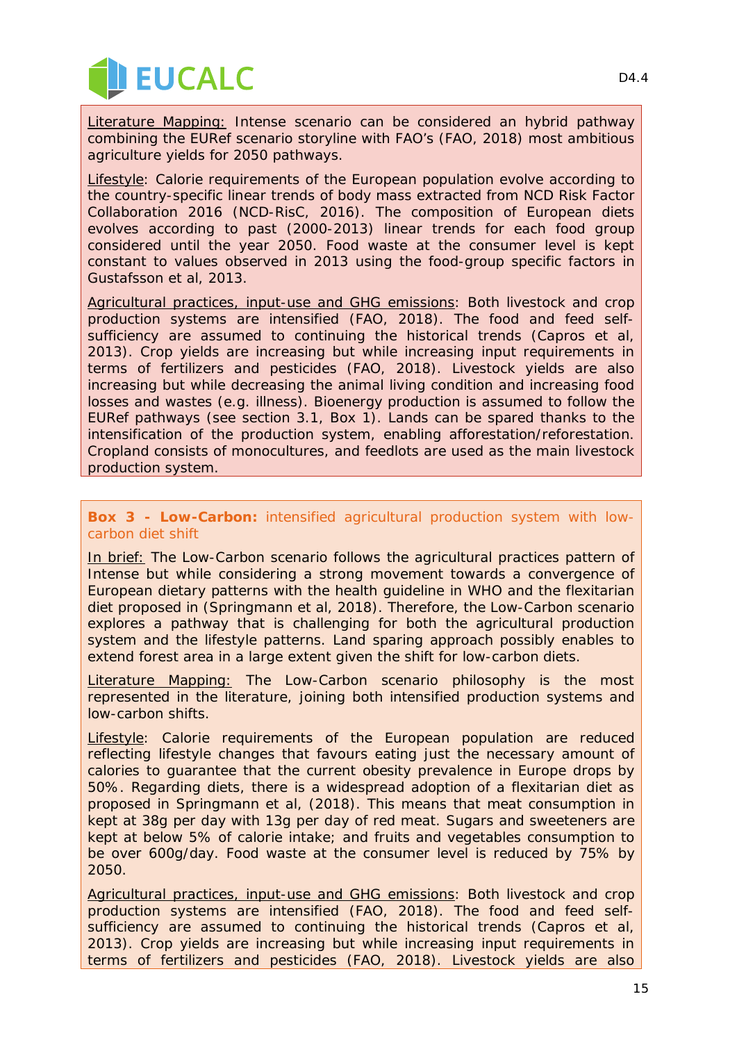Literature Mapping: Intense scenario can be considered an hybrid pathway combining the EURef scenario storyline with FAO's (FAO, 2018) most ambitious agriculture yields for 2050 pathways.

Lifestyle: Calorie requirements of the European population evolve according to the country-specific linear trends of body mass extracted from NCD Risk Factor Collaboration 2016 (NCD-RisC, 2016). The composition of European diets evolves according to past (2000-2013) linear trends for each food group considered until the year 2050. Food waste at the consumer level is kept constant to values observed in 2013 using the food-group specific factors in Gustafsson et al, 2013.

Agricultural practices, input-use and GHG emissions: Both livestock and crop production systems are intensified (FAO, 2018). The food and feed self-sufficiency are assumed to continuing the historical trends (Capros et al, 2013). Crop yields are increasing but while increasing input requirements in terms of fertilizers and pesticides (FAO, 2018). Livestock yields are also increasing but while decreasing the animal living condition and increasing food losses and wastes (e.g. illness). Bioenergy production is assumed to follow the EURef pathways (see section 3.1, Box 1). Lands can be spared thanks to the intensification of the production system, enabling afforestation/reforestation. Cropland consists of monocultures, and feedlots are used as the main livestock production system.

**Box 3 - Low-Carbon:** intensified agricultural production system with low-carbon diet shift

In brief: The Low-Carbon scenario follows the agricultural practices pattern of Intense but while considering a strong movement towards a convergence of European dietary patterns with the health guideline in WHO and the flexitarian diet proposed in (Springmann et al, 2018). Therefore, the Low-Carbon scenario explores a pathway that is challenging for both the agricultural production system and the lifestyle patterns. Land sparing approach possibly enables to extend forest area in a large extent given the shift for low-carbon diets.

Literature Mapping: The Low-Carbon scenario philosophy is the most represented in the literature, joining both intensified production systems and low-carbon shifts.

Lifestyle: Calorie requirements of the European population are reduced reflecting lifestyle changes that favours eating just the necessary amount of calories to guarantee that the current obesity prevalence in Europe drops by 50%. Regarding diets, there is a widespread adoption of a flexitarian diet as proposed in Springmann et al, (2018). This means that meat consumption in kept at 38g per day with 13g per day of red meat. Sugars and sweeteners are kept at below 5% of calorie intake; and fruits and vegetables consumption to be over 600g/day. Food waste at the consumer level is reduced by 75% by 2050.

Agricultural practices, input-use and GHG emissions: Both livestock and crop production systems are intensified (FAO, 2018). The food and feed self-sufficiency are assumed to continuing the historical trends (Capros et al, 2013). Crop yields are increasing but while increasing input requirements in terms of fertilizers and pesticides (FAO, 2018). Livestock yields are also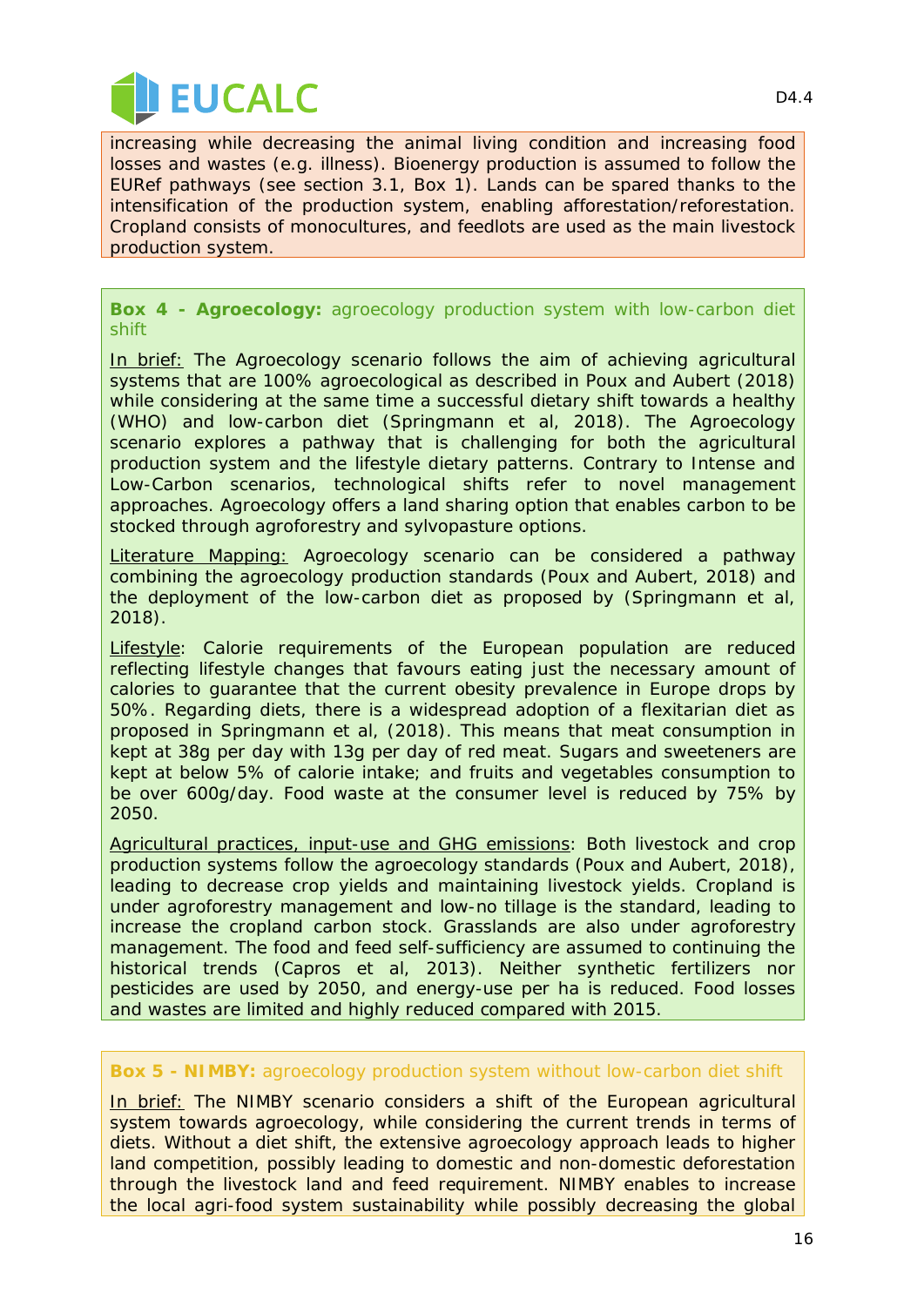increasing while decreasing the animal living condition and increasing food losses and wastes (e.g. illness). Bioenergy production is assumed to follow the EURef pathways (see section 3.1, Box 1). Lands can be spared thanks to the intensification of the production system, enabling afforestation/reforestation. Cropland consists of monocultures, and feedlots are used as the main livestock production system.

**Box 4 - Agroecology:** agroecology production system with low-carbon diet shift

In brief: The Agroecology scenario follows the aim of achieving agricultural systems that are 100% agroecological as described in Poux and Aubert (2018) while considering at the same time a successful dietary shift towards a healthy (WHO) and low-carbon diet (Springmann et al, 2018). The Agroecology scenario explores a pathway that is challenging for both the agricultural production system and the lifestyle dietary patterns. Contrary to Intense and Low-Carbon scenarios, technological shifts refer to novel management approaches. Agroecology offers a land sharing option that enables carbon to be stocked through agroforestry and sylvopasture options.

Literature Mapping: Agroecology scenario can be considered a pathway combining the agroecology production standards (Poux and Aubert, 2018) and the deployment of the low-carbon diet as proposed by (Springmann et al, 2018).

Lifestyle: Calorie requirements of the European population are reduced reflecting lifestyle changes that favours eating just the necessary amount of calories to guarantee that the current obesity prevalence in Europe drops by 50%. Regarding diets, there is a widespread adoption of a flexitarian diet as proposed in Springmann et al, (2018). This means that meat consumption in kept at 38g per day with 13g per day of red meat. Sugars and sweeteners are kept at below 5% of calorie intake; and fruits and vegetables consumption to be over 600g/day. Food waste at the consumer level is reduced by 75% by 2050.

Agricultural practices, input-use and GHG emissions: Both livestock and crop production systems follow the agroecology standards (Poux and Aubert, 2018), leading to decrease crop yields and maintaining livestock yields. Cropland is under agroforestry management and low-no tillage is the standard, leading to increase the cropland carbon stock. Grasslands are also under agroforestry management. The food and feed self-sufficiency are assumed to continuing the historical trends (Capros et al, 2013). Neither synthetic fertilizers nor pesticides are used by 2050, and energy-use per ha is reduced. Food losses and wastes are limited and highly reduced compared with 2015.

**Box 5 - NIMBY:** agroecology production system without low-carbon diet shift

In brief: The NIMBY scenario considers a shift of the European agricultural system towards agroecology, while considering the current trends in terms of diets. Without a diet shift, the extensive agroecology approach leads to higher land competition, possibly leading to domestic and non-domestic deforestation through the livestock land and feed requirement. NIMBY enables to increase the local agri-food system sustainability while possibly decreasing the global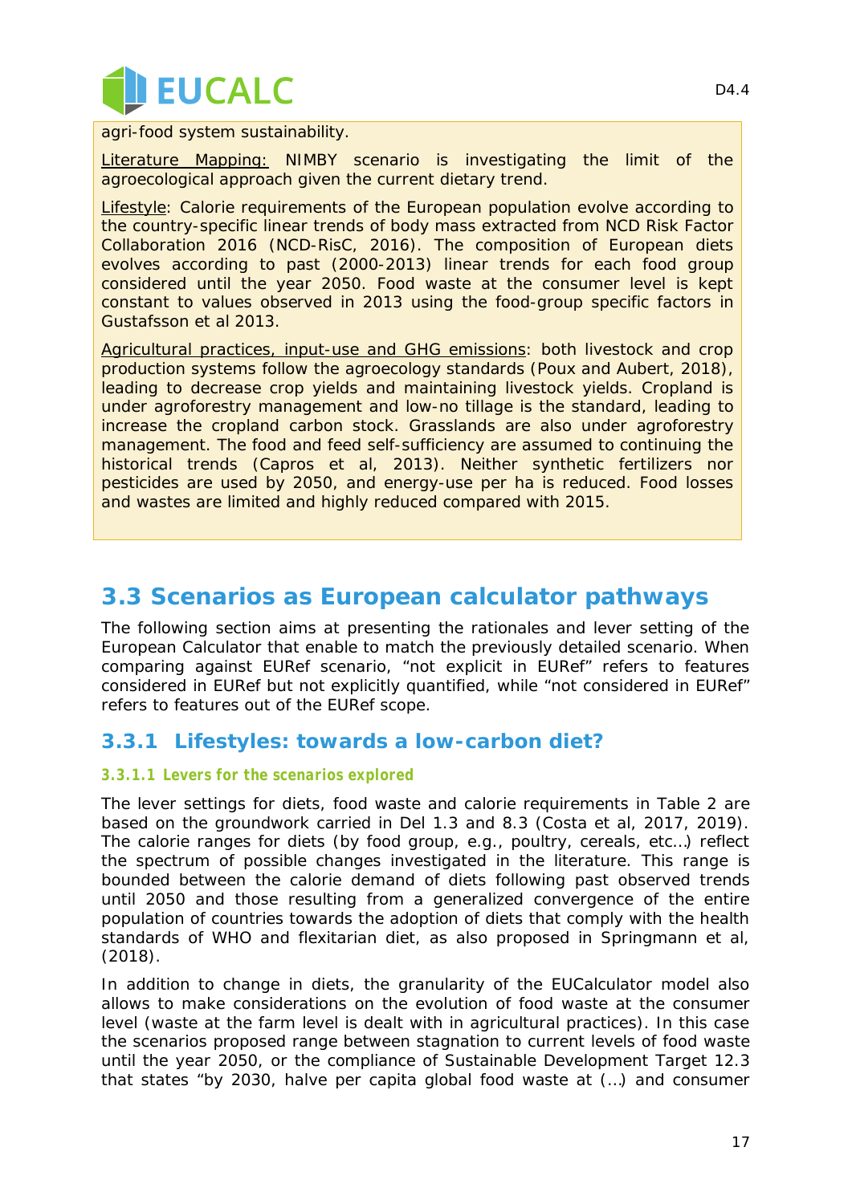agri-food system sustainability.

Literature Mapping: NIMBY scenario is investigating the limit of the agroecological approach given the current dietary trend.

Lifestyle: Calorie requirements of the European population evolve according to the country-specific linear trends of body mass extracted from NCD Risk Factor Collaboration 2016 (NCD-RisC, 2016). The composition of European diets evolves according to past (2000-2013) linear trends for each food group considered until the year 2050. Food waste at the consumer level is kept constant to values observed in 2013 using the food-group specific factors in Gustafsson et al 2013.

Agricultural practices, input-use and GHG emissions: both livestock and crop production systems follow the agroecology standards (Poux and Aubert, 2018), leading to decrease crop yields and maintaining livestock yields. Cropland is under agroforestry management and low-no tillage is the standard, leading to increase the cropland carbon stock. Grasslands are also under agroforestry management. The food and feed self-sufficiency are assumed to continuing the historical trends (Capros et al, 2013). Neither synthetic fertilizers nor pesticides are used by 2050, and energy-use per ha is reduced. Food losses and wastes are limited and highly reduced compared with 2015.

## 3.3 Scenarios as European calculator pathways

The following section aims at presenting the rationales and lever setting of the European Calculator that enable to match the previously detailed scenario. When comparing against EURef scenario, "not explicit in EURef" refers to features considered in EURef but not explicitly quantified, while "not considered in EURef" refers to features out of the EURef scope.

### 3.3.1 Lifestyles: towards a low-carbon diet?

#### 3.3.1.1 Levers for the scenarios explored

The lever settings for diets, food waste and calorie requirements in Table 2 are based on the groundwork carried in Del 1.3 and 8.3 (Costa et al, 2017, 2019). The calorie ranges for diets (by food group, e.g., poultry, cereals, etc…) reflect the spectrum of possible changes investigated in the literature. This range is bounded between the calorie demand of diets following past observed trends until 2050 and those resulting from a generalized convergence of the entire population of countries towards the adoption of diets that comply with the health standards of WHO and flexitarian diet, as also proposed in Springmann et al, (2018).

In addition to change in diets, the granularity of the EUCalculator model also allows to make considerations on the evolution of food waste at the consumer level (waste at the farm level is dealt with in agricultural practices). In this case the scenarios proposed range between stagnation to current levels of food waste until the year 2050, or the compliance of Sustainable Development Target 12.3 that states "by 2030, halve per capita global food waste at (…) and consumer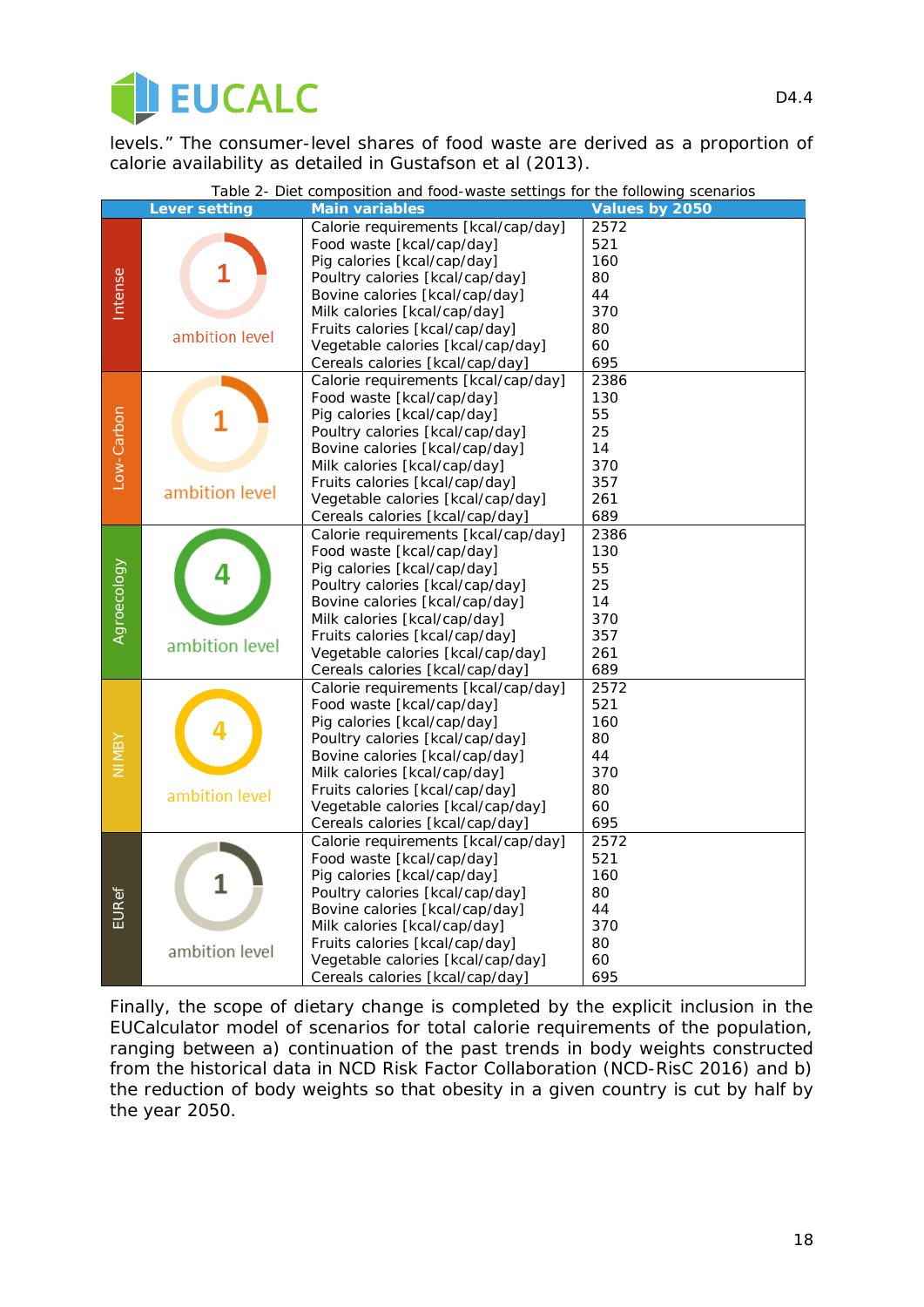levels." The consumer-level shares of food waste are derived as a proportion of calorie availability as detailed in Gustafson et al (2013).

Table 2- Diet composition and food-waste settings for the following scenarios

| Scenario | Lever setting | Main variables | Values by 2050 |
|---|---|---|---|
| Intense | 1 ambition level | Calorie requirements [kcal/cap/day] | 2572 |
| | | Food waste [kcal/cap/day] | 521 |
| | | Pig calories [kcal/cap/day] | 160 |
| | | Poultry calories [kcal/cap/day] | 80 |
| | | Bovine calories [kcal/cap/day] | 44 |
| | | Milk calories [kcal/cap/day] | 370 |
| | | Fruits calories [kcal/cap/day] | 80 |
| | | Vegetable calories [kcal/cap/day] | 60 |
| | | Cereals calories [kcal/cap/day] | 695 |
| Low-Carbon | 1 ambition level | Calorie requirements [kcal/cap/day] | 2386 |
| | | Food waste [kcal/cap/day] | 130 |
| | | Pig calories [kcal/cap/day] | 55 |
| | | Poultry calories [kcal/cap/day] | 25 |
| | | Bovine calories [kcal/cap/day] | 14 |
| | | Milk calories [kcal/cap/day] | 370 |
| | | Fruits calories [kcal/cap/day] | 357 |
| | | Vegetable calories [kcal/cap/day] | 261 |
| | | Cereals calories [kcal/cap/day] | 689 |
| Agroecology | 4 ambition level | Calorie requirements [kcal/cap/day] | 2386 |
| | | Food waste [kcal/cap/day] | 130 |
| | | Pig calories [kcal/cap/day] | 55 |
| | | Poultry calories [kcal/cap/day] | 25 |
| | | Bovine calories [kcal/cap/day] | 14 |
| | | Milk calories [kcal/cap/day] | 370 |
| | | Fruits calories [kcal/cap/day] | 357 |
| | | Vegetable calories [kcal/cap/day] | 261 |
| | | Cereals calories [kcal/cap/day] | 689 |
| NIMBY | 4 ambition level | Calorie requirements [kcal/cap/day] | 2572 |
| | | Food waste [kcal/cap/day] | 521 |
| | | Pig calories [kcal/cap/day] | 160 |
| | | Poultry calories [kcal/cap/day] | 80 |
| | | Bovine calories [kcal/cap/day] | 44 |
| | | Milk calories [kcal/cap/day] | 370 |
| | | Fruits calories [kcal/cap/day] | 80 |
| | | Vegetable calories [kcal/cap/day] | 60 |
| | | Cereals calories [kcal/cap/day] | 695 |
| EURef | 1 ambition level | Calorie requirements [kcal/cap/day] | 2572 |
| | | Food waste [kcal/cap/day] | 521 |
| | | Pig calories [kcal/cap/day] | 160 |
| | | Poultry calories [kcal/cap/day] | 80 |
| | | Bovine calories [kcal/cap/day] | 44 |
| | | Milk calories [kcal/cap/day] | 370 |
| | | Fruits calories [kcal/cap/day] | 80 |
| | | Vegetable calories [kcal/cap/day] | 60 |
| | | Cereals calories [kcal/cap/day] | 695 |

Finally, the scope of dietary change is completed by the explicit inclusion in the EUCalculator model of scenarios for total calorie requirements of the population, ranging between a) continuation of the past trends in body weights constructed from the historical data in NCD Risk Factor Collaboration (NCD-RisC 2016) and b) the reduction of body weights so that obesity in a given country is cut by half by the year 2050.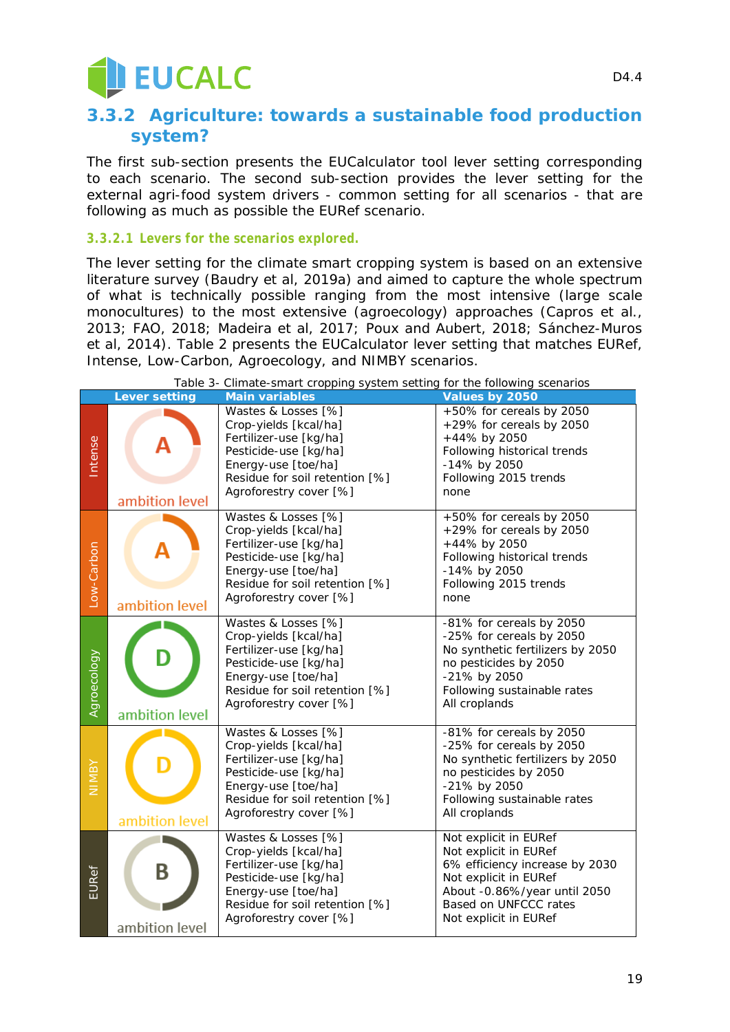## 3.3.2 Agriculture: towards a sustainable food production system?

The first sub-section presents the EUCalculator tool lever setting corresponding to each scenario. The second sub-section provides the lever setting for the external agri-food system drivers - common setting for all scenarios - that are following as much as possible the EURef scenario.

### 3.3.2.1 Levers for the scenarios explored.

The lever setting for the climate smart cropping system is based on an extensive literature survey (Baudry et al, 2019a) and aimed to capture the whole spectrum of what is technically possible ranging from the most intensive (large scale monocultures) to the most extensive (agroecology) approaches (Capros et al., 2013; FAO, 2018; Madeira et al, 2017; Poux and Aubert, 2018; Sánchez-Muros et al, 2014). Table 2 presents the EUCalculator lever setting that matches EURef, Intense, Low-Carbon, Agroecology, and NIMBY scenarios.

Table 3- Climate-smart cropping system setting for the following scenarios

| | Lever setting | Main variables | Values by 2050 |
|---|---|---|---|
| Intense | A ambition level | Wastes & Losses [%]<br>Crop-yields [kcal/ha]<br>Fertilizer-use [kg/ha]<br>Pesticide-use [kg/ha]<br>Energy-use [toe/ha]<br>Residue for soil retention [%]<br>Agroforestry cover [%] | +50% for cereals by 2050<br>+29% for cereals by 2050<br>+44% by 2050<br>Following historical trends<br>-14% by 2050<br>Following 2015 trends<br>none |
| Low-Carbon | A ambition level | Wastes & Losses [%]<br>Crop-yields [kcal/ha]<br>Fertilizer-use [kg/ha]<br>Pesticide-use [kg/ha]<br>Energy-use [toe/ha]<br>Residue for soil retention [%]<br>Agroforestry cover [%] | +50% for cereals by 2050<br>+29% for cereals by 2050<br>+44% by 2050<br>Following historical trends<br>-14% by 2050<br>Following 2015 trends<br>none |
| Agroecology | D ambition level | Wastes & Losses [%]<br>Crop-yields [kcal/ha]<br>Fertilizer-use [kg/ha]<br>Pesticide-use [kg/ha]<br>Energy-use [toe/ha]<br>Residue for soil retention [%]<br>Agroforestry cover [%] | -81% for cereals by 2050<br>-25% for cereals by 2050<br>No synthetic fertilizers by 2050<br>no pesticides by 2050<br>-21% by 2050<br>Following sustainable rates<br>All croplands |
| NIMBY | D ambition level | Wastes & Losses [%]<br>Crop-yields [kcal/ha]<br>Fertilizer-use [kg/ha]<br>Pesticide-use [kg/ha]<br>Energy-use [toe/ha]<br>Residue for soil retention [%]<br>Agroforestry cover [%] | -81% for cereals by 2050<br>-25% for cereals by 2050<br>No synthetic fertilizers by 2050<br>no pesticides by 2050<br>-21% by 2050<br>Following sustainable rates<br>All croplands |
| EURef | B ambition level | Wastes & Losses [%]<br>Crop-yields [kcal/ha]<br>Fertilizer-use [kg/ha]<br>Pesticide-use [kg/ha]<br>Energy-use [toe/ha]<br>Residue for soil retention [%]<br>Agroforestry cover [%] | Not explicit in EURef<br>Not explicit in EURef<br>6% efficiency increase by 2030<br>Not explicit in EURef<br>About -0.86%/year until 2050<br>Based on UNFCCC rates<br>Not explicit in EURef |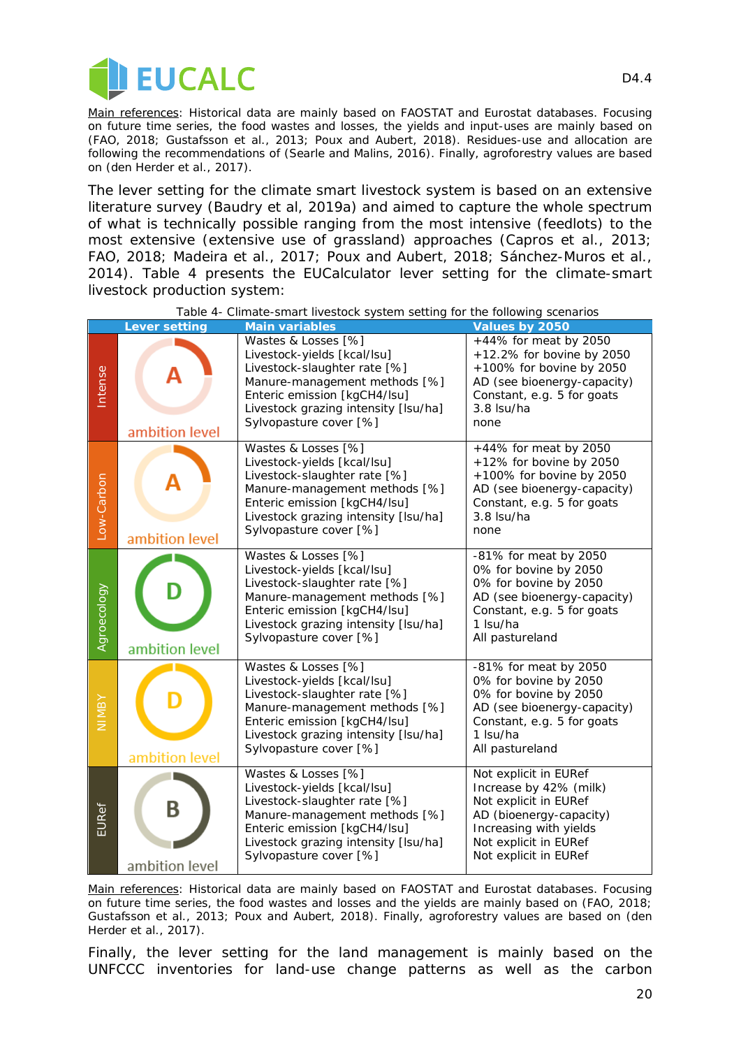Main references: Historical data are mainly based on FAOSTAT and Eurostat databases. Focusing on future time series, the food wastes and losses, the yields and input-uses are mainly based on (FAO, 2018; Gustafsson et al., 2013; Poux and Aubert, 2018). Residues-use and allocation are following the recommendations of (Searle and Malins, 2016). Finally, agroforestry values are based on (den Herder et al., 2017).

The lever setting for the climate smart livestock system is based on an extensive literature survey (Baudry et al, 2019a) and aimed to capture the whole spectrum of what is technically possible ranging from the most intensive (feedlots) to the most extensive (extensive use of grassland) approaches (Capros et al., 2013; FAO, 2018; Madeira et al., 2017; Poux and Aubert, 2018; Sánchez-Muros et al., 2014). Table 4 presents the EUCalculator lever setting for the climate-smart livestock production system:

Table 4- Climate-smart livestock system setting for the following scenarios

| Scenario | Lever setting | Main variables | Values by 2050 |
|---|---|---|---|
| Intense | A ambition level | Wastes & Losses [%]<br>Livestock-yields [kcal/lsu]<br>Livestock-slaughter rate [%]<br>Manure-management methods [%]<br>Enteric emission [kgCH4/lsu]<br>Livestock grazing intensity [lsu/ha]<br>Sylvopasture cover [%] | +44% for meat by 2050<br>+12.2% for bovine by 2050<br>+100% for bovine by 2050<br>AD (see bioenergy-capacity)<br>Constant, e.g. 5 for goats<br>3.8 lsu/ha<br>none |
| Low-Carbon | A ambition level | Wastes & Losses [%]<br>Livestock-yields [kcal/lsu]<br>Livestock-slaughter rate [%]<br>Manure-management methods [%]<br>Enteric emission [kgCH4/lsu]<br>Livestock grazing intensity [lsu/ha]<br>Sylvopasture cover [%] | +44% for meat by 2050<br>+12% for bovine by 2050<br>+100% for bovine by 2050<br>AD (see bioenergy-capacity)<br>Constant, e.g. 5 for goats<br>3.8 lsu/ha<br>none |
| Agroecology | D ambition level | Wastes & Losses [%]<br>Livestock-yields [kcal/lsu]<br>Livestock-slaughter rate [%]<br>Manure-management methods [%]<br>Enteric emission [kgCH4/lsu]<br>Livestock grazing intensity [lsu/ha]<br>Sylvopasture cover [%] | -81% for meat by 2050<br>0% for bovine by 2050<br>0% for bovine by 2050<br>AD (see bioenergy-capacity)<br>Constant, e.g. 5 for goats<br>1 lsu/ha<br>All pastureland |
| NIMBY | D ambition level | Wastes & Losses [%]<br>Livestock-yields [kcal/lsu]<br>Livestock-slaughter rate [%]<br>Manure-management methods [%]<br>Enteric emission [kgCH4/lsu]<br>Livestock grazing intensity [lsu/ha]<br>Sylvopasture cover [%] | -81% for meat by 2050<br>0% for bovine by 2050<br>0% for bovine by 2050<br>AD (see bioenergy-capacity)<br>Constant, e.g. 5 for goats<br>1 lsu/ha<br>All pastureland |
| EURef | B ambition level | Wastes & Losses [%]<br>Livestock-yields [kcal/lsu]<br>Livestock-slaughter rate [%]<br>Manure-management methods [%]<br>Enteric emission [kgCH4/lsu]<br>Livestock grazing intensity [lsu/ha]<br>Sylvopasture cover [%] | Not explicit in EURef<br>Increase by 42% (milk)<br>Not explicit in EURef<br>AD (bioenergy-capacity)<br>Increasing with yields<br>Not explicit in EURef<br>Not explicit in EURef |

Main references: Historical data are mainly based on FAOSTAT and Eurostat databases. Focusing on future time series, the food wastes and losses and the yields are mainly based on (FAO, 2018; Gustafsson et al., 2013; Poux and Aubert, 2018). Finally, agroforestry values are based on (den Herder et al., 2017).

Finally, the lever setting for the land management is mainly based on the UNFCCC inventories for land-use change patterns as well as the carbon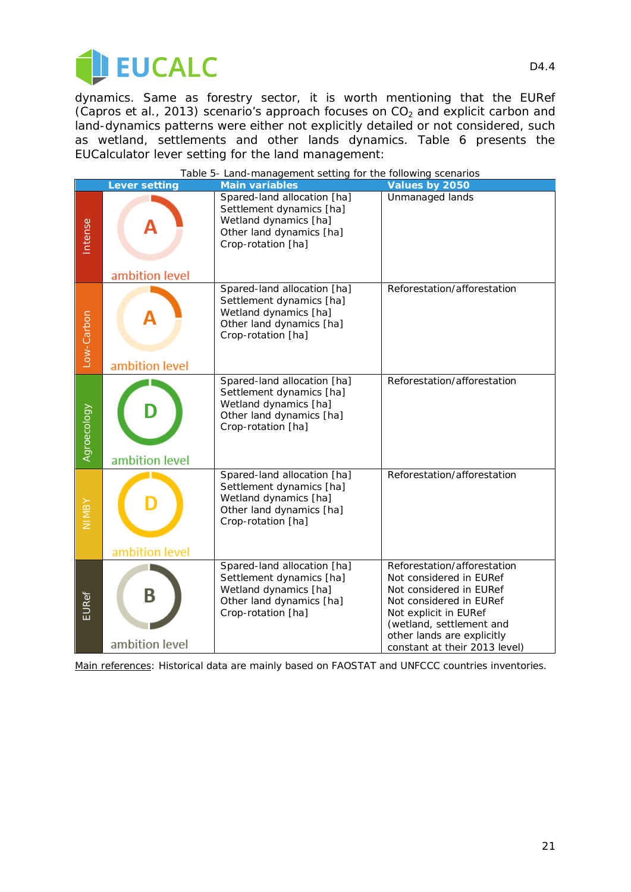dynamics. Same as forestry sector, it is worth mentioning that the EURef (Capros et al., 2013) scenario's approach focuses on $CO_2$ and explicit carbon and land-dynamics patterns were either not explicitly detailed or not considered, such as wetland, settlements and other lands dynamics. Table 6 presents the EUCalculator lever setting for the land management:

Table 5- Land-management setting for the following scenarios

| Lever setting | | Main variables | Values by 2050 |
|---|---|---|---|
| Intense | A ambition level | Spared-land allocation [ha]<br>Settlement dynamics [ha]<br>Wetland dynamics [ha]<br>Other land dynamics [ha]<br>Crop-rotation [ha] | Unmanaged lands |
| Low-Carbon | A ambition level | Spared-land allocation [ha]<br>Settlement dynamics [ha]<br>Wetland dynamics [ha]<br>Other land dynamics [ha]<br>Crop-rotation [ha] | Reforestation/afforestation |
| Agroecology | D ambition level | Spared-land allocation [ha]<br>Settlement dynamics [ha]<br>Wetland dynamics [ha]<br>Other land dynamics [ha]<br>Crop-rotation [ha] | Reforestation/afforestation |
| NIMBY | D ambition level | Spared-land allocation [ha]<br>Settlement dynamics [ha]<br>Wetland dynamics [ha]<br>Other land dynamics [ha]<br>Crop-rotation [ha] | Reforestation/afforestation |
| EURef | B ambition level | Spared-land allocation [ha]<br>Settlement dynamics [ha]<br>Wetland dynamics [ha]<br>Other land dynamics [ha]<br>Crop-rotation [ha] | Reforestation/afforestation<br>Not considered in EURef<br>Not considered in EURef<br>Not considered in EURef<br>Not explicit in EURef (wetland, settlement and other lands are explicitly constant at their 2013 level) |

Main references: Historical data are mainly based on FAOSTAT and UNFCCC countries inventories.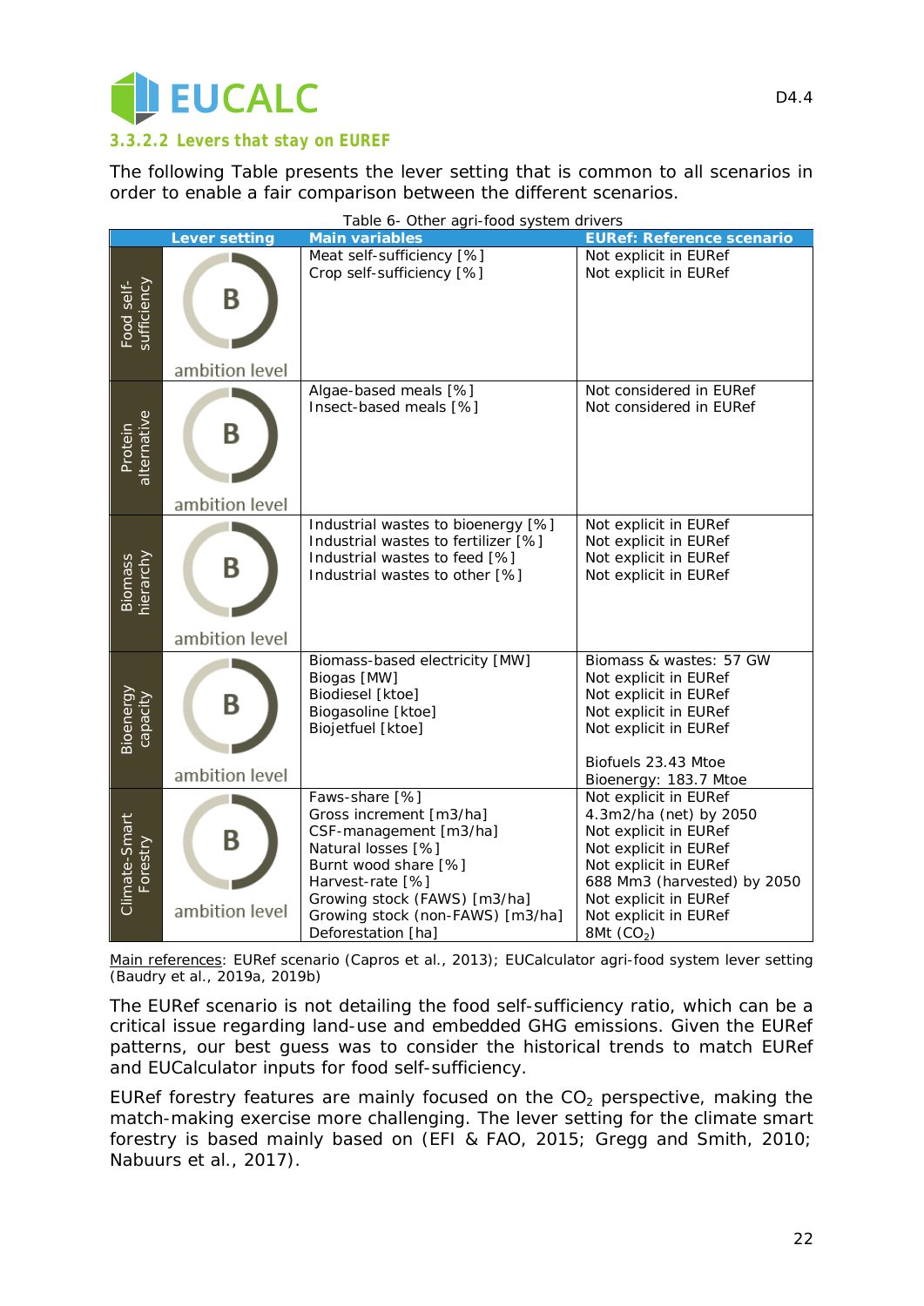#### 3.3.2.2 Levers that stay on EUREF

The following Table presents the lever setting that is common to all scenarios in order to enable a fair comparison between the different scenarios.

Table 6- Other agri-food system drivers

| | Lever setting | Main variables | EURef: Reference scenario |
|---|---|---|---|
| Food self-sufficiency | B ambition level | Meat self-sufficiency [%]<br>Crop self-sufficiency [%] | Not explicit in EURef<br>Not explicit in EURef |
| Protein alternative | B ambition level | Algae-based meals [%]<br>Insect-based meals [%] | Not considered in EURef<br>Not considered in EURef |
| Biomass hierarchy | B ambition level | Industrial wastes to bioenergy [%]<br>Industrial wastes to fertilizer [%]<br>Industrial wastes to feed [%]<br>Industrial wastes to other [%] | Not explicit in EURef<br>Not explicit in EURef<br>Not explicit in EURef<br>Not explicit in EURef |
| Bioenergy capacity | B ambition level | Biomass-based electricity [MW]<br>Biogas [MW]<br>Biodiesel [ktoe]<br>Biogasoline [ktoe]<br>Biojetfuel [ktoe] | Biomass & wastes: 57 GW<br>Not explicit in EURef<br>Not explicit in EURef<br>Not explicit in EURef<br>Not explicit in EURef<br><br>Biofuels 23.43 Mtoe<br>Bioenergy: 183.7 Mtoe |
| Climate-Smart Forestry | B ambition level | Faws-share [%]<br>Gross increment [m3/ha]<br>CSF-management [m3/ha]<br>Natural losses [%]<br>Burnt wood share [%]<br>Harvest-rate [%]<br>Growing stock (FAWS) [m3/ha]<br>Growing stock (non-FAWS) [m3/ha]<br>Deforestation [ha] | Not explicit in EURef<br>4.3m2/ha (net) by 2050<br>Not explicit in EURef<br>Not explicit in EURef<br>Not explicit in EURef<br>688 Mm3 (harvested) by 2050<br>Not explicit in EURef<br>Not explicit in EURef<br>8Mt ($CO_2$) |

Main references: EURef scenario (Capros et al., 2013); EUCalculator agri-food system lever setting (Baudry et al., 2019a, 2019b)

The EURef scenario is not detailing the food self-sufficiency ratio, which can be a critical issue regarding land-use and embedded GHG emissions. Given the EURef patterns, our best guess was to consider the historical trends to match EURef and EUCalculator inputs for food self-sufficiency.

EURef forestry features are mainly focused on the $CO_2$ perspective, making the match-making exercise more challenging. The lever setting for the climate smart forestry is based mainly based on (EFI & FAO, 2015; Gregg and Smith, 2010; Nabuurs et al., 2017).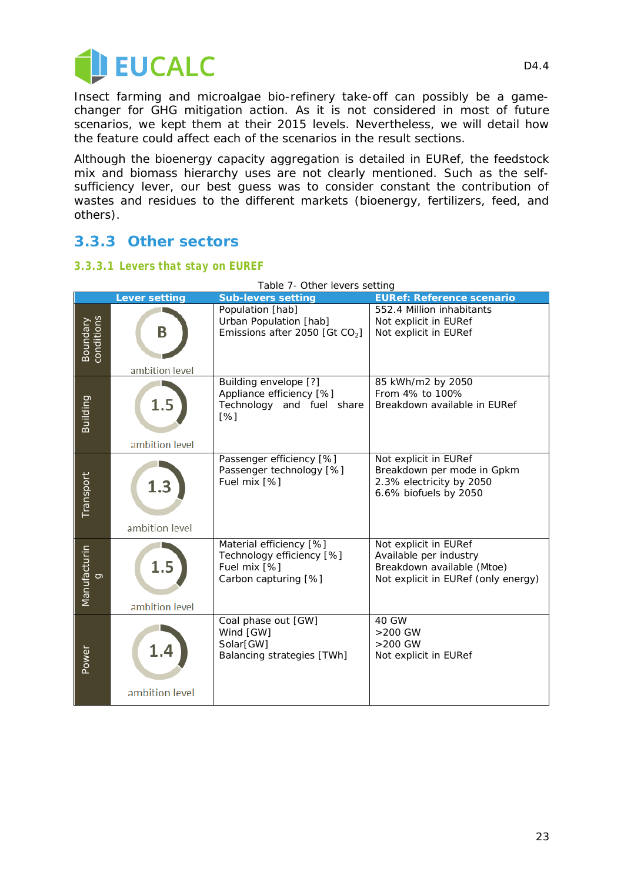Insect farming and microalgae bio-refinery take-off can possibly be a game-changer for GHG mitigation action. As it is not considered in most of future scenarios, we kept them at their 2015 levels. Nevertheless, we will detail how the feature could affect each of the scenarios in the result sections.

Although the bioenergy capacity aggregation is detailed in EURef, the feedstock mix and biomass hierarchy uses are not clearly mentioned. Such as the self-sufficiency lever, our best guess was to consider constant the contribution of wastes and residues to the different markets (bioenergy, fertilizers, feed, and others).

### 3.3.3 Other sectors

#### 3.3.3.1 Levers that stay on EUREF

Table 7- Other levers setting

| | Lever setting | Sub-levers setting | EURef: Reference scenario |
|---|---|---|---|
| Boundary conditions | B ambition level | Population [hab]<br>Urban Population [hab]<br>Emissions after 2050 [Gt $CO_2$] | 552.4 Million inhabitants<br>Not explicit in EURef<br>Not explicit in EURef |
| Building | 1.5 ambition level | Building envelope [?]<br>Appliance efficiency [%]<br>Technology and fuel share [%] | 85 kWh/m2 by 2050<br>From 4% to 100%<br>Breakdown available in EURef |
| Transport | 1.3 ambition level | Passenger efficiency [%]<br>Passenger technology [%]<br>Fuel mix [%] | Not explicit in EURef<br>Breakdown per mode in Gpkm<br>2.3% electricity by 2050<br>6.6% biofuels by 2050 |
| Manufacturing | 1.5 ambition level | Material efficiency [%]<br>Technology efficiency [%]<br>Fuel mix [%]<br>Carbon capturing [%] | Not explicit in EURef<br>Available per industry<br>Breakdown available (Mtoe)<br>Not explicit in EURef (only energy) |
| Power | 1.4 ambition level | Coal phase out [GW]<br>Wind [GW]<br>Solar[GW]<br>Balancing strategies [TWh] | 40 GW<br>>200 GW<br>>200 GW<br>Not explicit in EURef |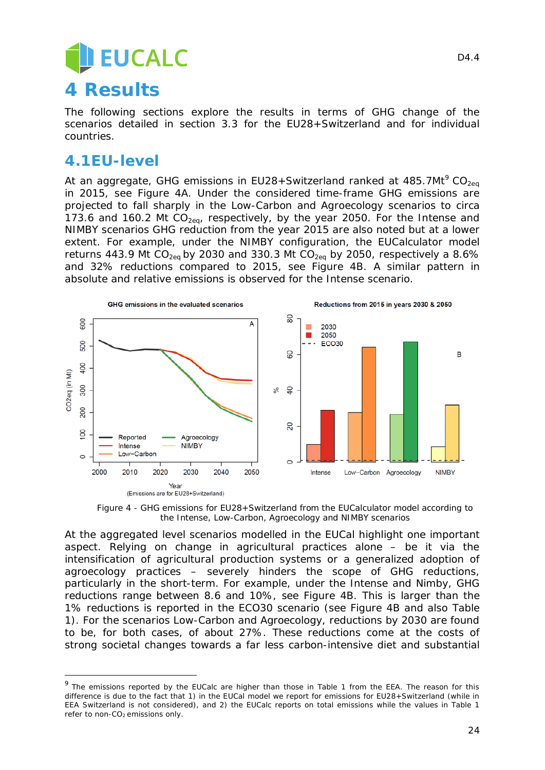# 4 Results

The following sections explore the results in terms of GHG change of the scenarios detailed in section 3.3 for the EU28+Switzerland and for individual countries.

## 4.1 EU-level

At an aggregate, GHG emissions in EU28+Switzerland ranked at 485.7Mt[9] $CO_{2eq}$ in 2015, see Figure 4A. Under the considered time-frame GHG emissions are projected to fall sharply in the Low-Carbon and Agroecology scenarios to circa 173.6 and 160.2 Mt $CO_{2eq}$, respectively, by the year 2050. For the Intense and NIMBY scenarios GHG reduction from the year 2015 are also noted but at a lower extent. For example, under the NIMBY configuration, the EUCalculator model returns 443.9 Mt $CO_{2eq}$ by 2030 and 330.3 Mt $CO_{2eq}$ by 2050, respectively a 8.6% and 32% reductions compared to 2015, see Figure 4B. A similar pattern in absolute and relative emissions is observed for the Intense scenario.

Figure 4 - GHG emissions for EU28+Switzerland from the EUCalculator model according to the Intense, Low-Carbon, Agroecology and NIMBY scenarios

At the aggregated level scenarios modelled in the EUCal highlight one important aspect. Relying on change in agricultural practices alone – be it via the intensification of agricultural production systems or a generalized adoption of agroecology practices – severely hinders the scope of GHG reductions, particularly in the short-term. For example, under the Intense and Nimby, GHG reductions range between 8.6 and 10%, see Figure 4B. This is larger than the 1% reductions is reported in the ECO30 scenario (see Figure 4B and also Table 1). For the scenarios Low-Carbon and Agroecology, reductions by 2030 are found to be, for both cases, of about 27%. These reductions come at the costs of strong societal changes towards a far less carbon-intensive diet and substantial

[9] The emissions reported by the EUCalc are higher than those in Table 1 from the EEA. The reason for this difference is due to the fact that 1) in the EUCal model we report for emissions for EU28+Switzerland (while in EEA Switzerland is not considered), and 2) the EUCalc reports on total emissions while the values in Table 1 refer to non-$CO_2$ emissions only.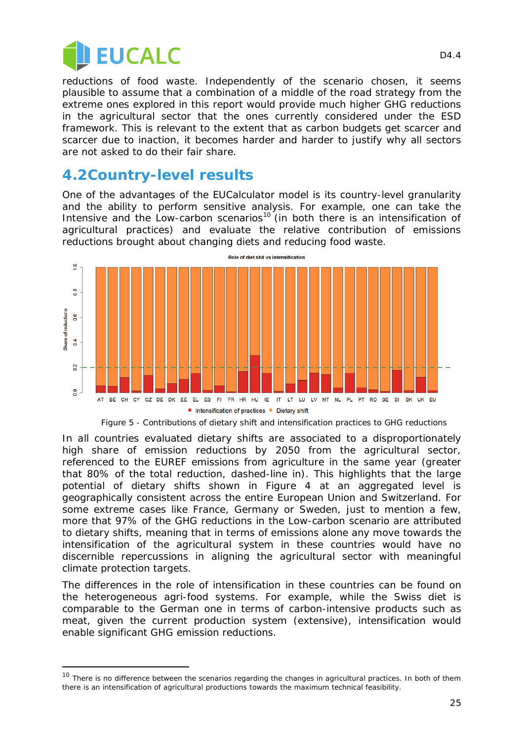reductions of food waste. Independently of the scenario chosen, it seems plausible to assume that a combination of a middle of the road strategy from the extreme ones explored in this report would provide much higher GHG reductions in the agricultural sector that the ones currently considered under the ESD framework. This is relevant to the extent that as carbon budgets get scarcer and scarcer due to inaction, it becomes harder and harder to justify why all sectors are not asked to do their fair share.

## 4.2 Country-level results

One of the advantages of the EUCalculator model is its country-level granularity and the ability to perform sensitive analysis. For example, one can take the Intensive and the Low-carbon scenarios[10] (in both there is an intensification of agricultural practices) and evaluate the relative contribution of emissions reductions brought about changing diets and reducing food waste.

Figure 5 - Contributions of dietary shift and intensification practices to GHG reductions

In all countries evaluated dietary shifts are associated to a disproportionately high share of emission reductions by 2050 from the agricultural sector, referenced to the EUREF emissions from agriculture in the same year (greater that 80% of the total reduction, dashed-line in). This highlights that the large potential of dietary shifts shown in Figure 4 at an aggregated level is geographically consistent across the entire European Union and Switzerland. For some extreme cases like France, Germany or Sweden, just to mention a few, more that 97% of the GHG reductions in the Low-carbon scenario are attributed to dietary shifts, meaning that in terms of emissions alone any move towards the intensification of the agricultural system in these countries would have no discernible repercussions in aligning the agricultural sector with meaningful climate protection targets.

The differences in the role of intensification in these countries can be found on the heterogeneous agri-food systems. For example, while the Swiss diet is comparable to the German one in terms of carbon-intensive products such as meat, given the current production system (extensive), intensification would enable significant GHG emission reductions.

[10] There is no difference between the scenarios regarding the changes in agricultural practices. In both of them there is an intensification of agricultural productions towards the maximum technical feasibility.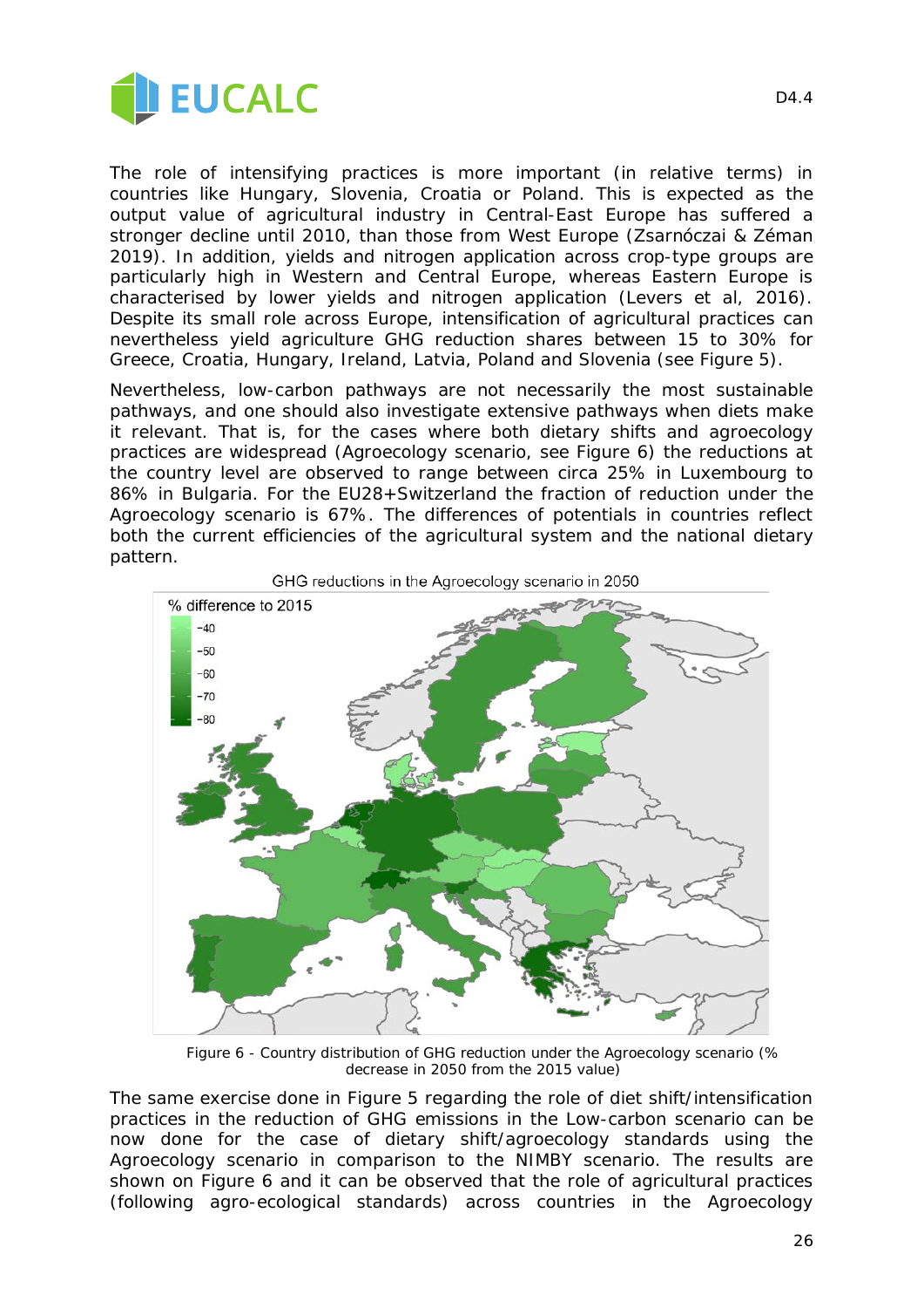The role of intensifying practices is more important (in relative terms) in countries like Hungary, Slovenia, Croatia or Poland. This is expected as the output value of agricultural industry in Central-East Europe has suffered a stronger decline until 2010, than those from West Europe (Zsarnóczai & Zéman 2019). In addition, yields and nitrogen application across crop-type groups are particularly high in Western and Central Europe, whereas Eastern Europe is characterised by lower yields and nitrogen application (Levers et al, 2016). Despite its small role across Europe, intensification of agricultural practices can nevertheless yield agriculture GHG reduction shares between 15 to 30% for Greece, Croatia, Hungary, Ireland, Latvia, Poland and Slovenia (see Figure 5).

Nevertheless, low-carbon pathways are not necessarily the most sustainable pathways, and one should also investigate extensive pathways when diets make it relevant. That is, for the cases where both dietary shifts and agroecology practices are widespread (Agroecology scenario, see Figure 6) the reductions at the country level are observed to range between circa 25% in Luxembourg to 86% in Bulgaria. For the EU28+Switzerland the fraction of reduction under the Agroecology scenario is 67%. The differences of potentials in countries reflect both the current efficiencies of the agricultural system and the national dietary pattern.

Figure 6 - Country distribution of GHG reduction under the Agroecology scenario (% decrease in 2050 from the 2015 value)

The same exercise done in Figure 5 regarding the role of diet shift/intensification practices in the reduction of GHG emissions in the Low-carbon scenario can be now done for the case of dietary shift/agroecology standards using the Agroecology scenario in comparison to the NIMBY scenario. The results are shown on Figure 6 and it can be observed that the role of agricultural practices (following agro-ecological standards) across countries in the Agroecology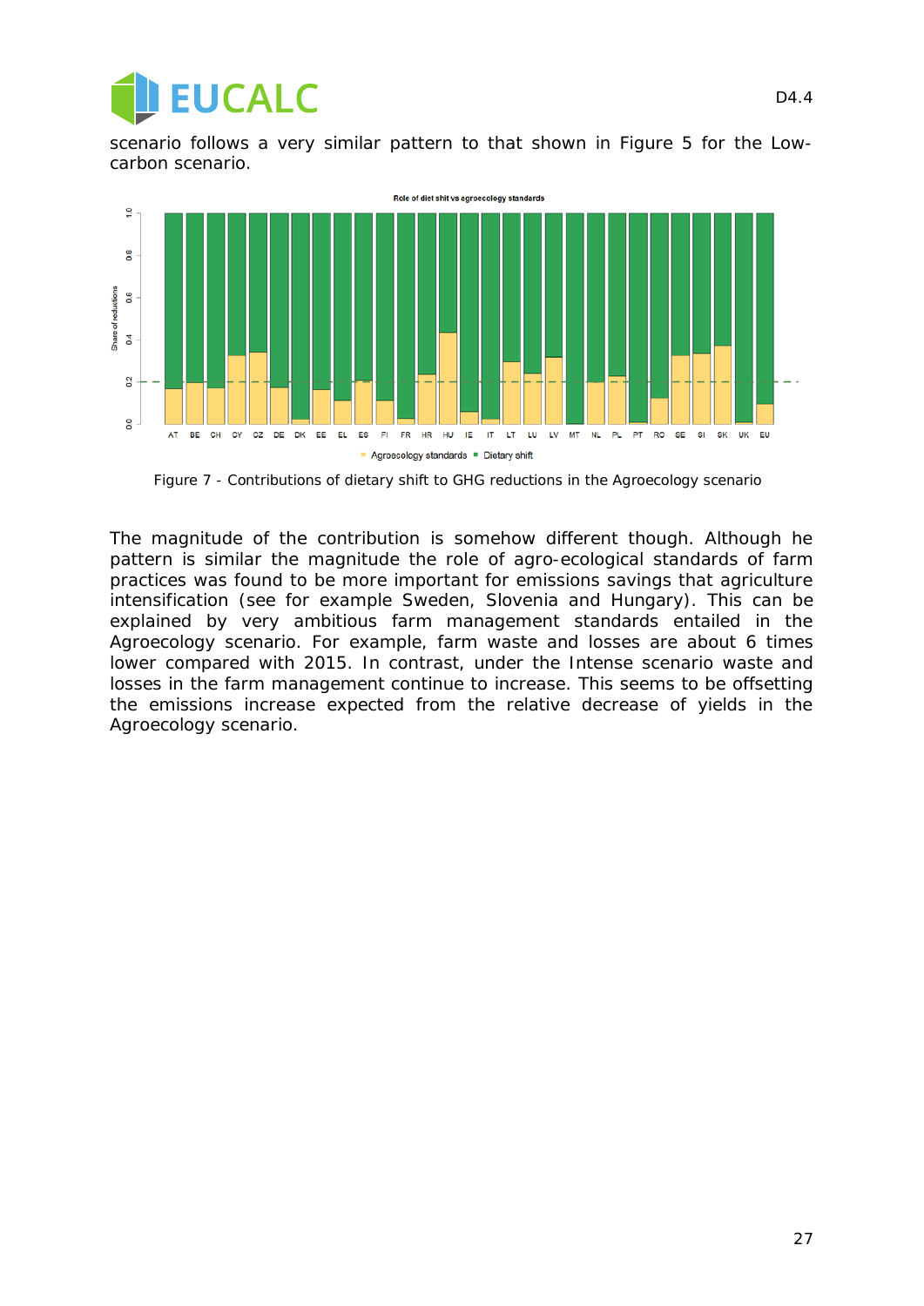scenario follows a very similar pattern to that shown in Figure 5 for the Low-carbon scenario.

Figure 7 - Contributions of dietary shift to GHG reductions in the Agroecology scenario

The magnitude of the contribution is somehow different though. Although he pattern is similar the magnitude the role of agro-ecological standards of farm practices was found to be more important for emissions savings that agriculture intensification (see for example Sweden, Slovenia and Hungary). This can be explained by very ambitious farm management standards entailed in the Agroecology scenario. For example, farm waste and losses are about 6 times lower compared with 2015. In contrast, under the Intense scenario waste and losses in the farm management continue to increase. This seems to be offsetting the emissions increase expected from the relative decrease of yields in the Agroecology scenario.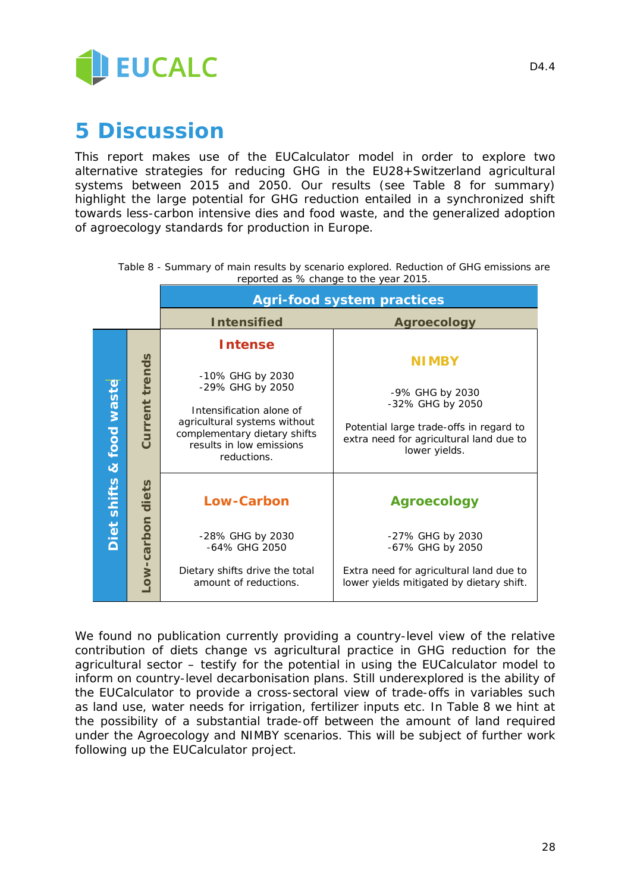# 5 Discussion

This report makes use of the EUCalculator model in order to explore two alternative strategies for reducing GHG in the EU28+Switzerland agricultural systems between 2015 and 2050. Our results (see Table 8 for summary) highlight the large potential for GHG reduction entailed in a synchronized shift towards less-carbon intensive dies and food waste, and the generalized adoption of agroecology standards for production in Europe.

Table 8 - Summary of main results by scenario explored. Reduction of GHG emissions are reported as % change to the year 2015.

| | | Agri-food system practices | |
|---|---|---|---|
| | | **Intensified** | **Agroecology** |
| **Diet shifts & food waste** | **Current trends** | **Intense**<br><br>-10% GHG by 2030<br>-29% GHG by 2050<br><br>Intensification alone of agricultural systems without complementary dietary shifts results in low emissions reductions. | **NIMBY**<br><br>-9% GHG by 2030<br>-32% GHG by 2050<br><br>Potential large trade-offs in regard to extra need for agricultural land due to lower yields. |
| | **Low-carbon diets** | **Low-Carbon**<br><br>-28% GHG by 2030<br>-64% GHG 2050<br><br>Dietary shifts drive the total amount of reductions. | **Agroecology**<br><br>-27% GHG by 2030<br>-67% GHG by 2050<br><br>Extra need for agricultural land due to lower yields mitigated by dietary shift. |

We found no publication currently providing a country-level view of the relative contribution of diets change vs agricultural practice in GHG reduction for the agricultural sector – testify for the potential in using the EUCalculator model to inform on country-level decarbonisation plans. Still underexplored is the ability of the EUCalculator to provide a cross-sectoral view of trade-offs in variables such as land use, water needs for irrigation, fertilizer inputs etc. In Table 8 we hint at the possibility of a substantial trade-off between the amount of land required under the Agroecology and NIMBY scenarios. This will be subject of further work following up the EUCalculator project.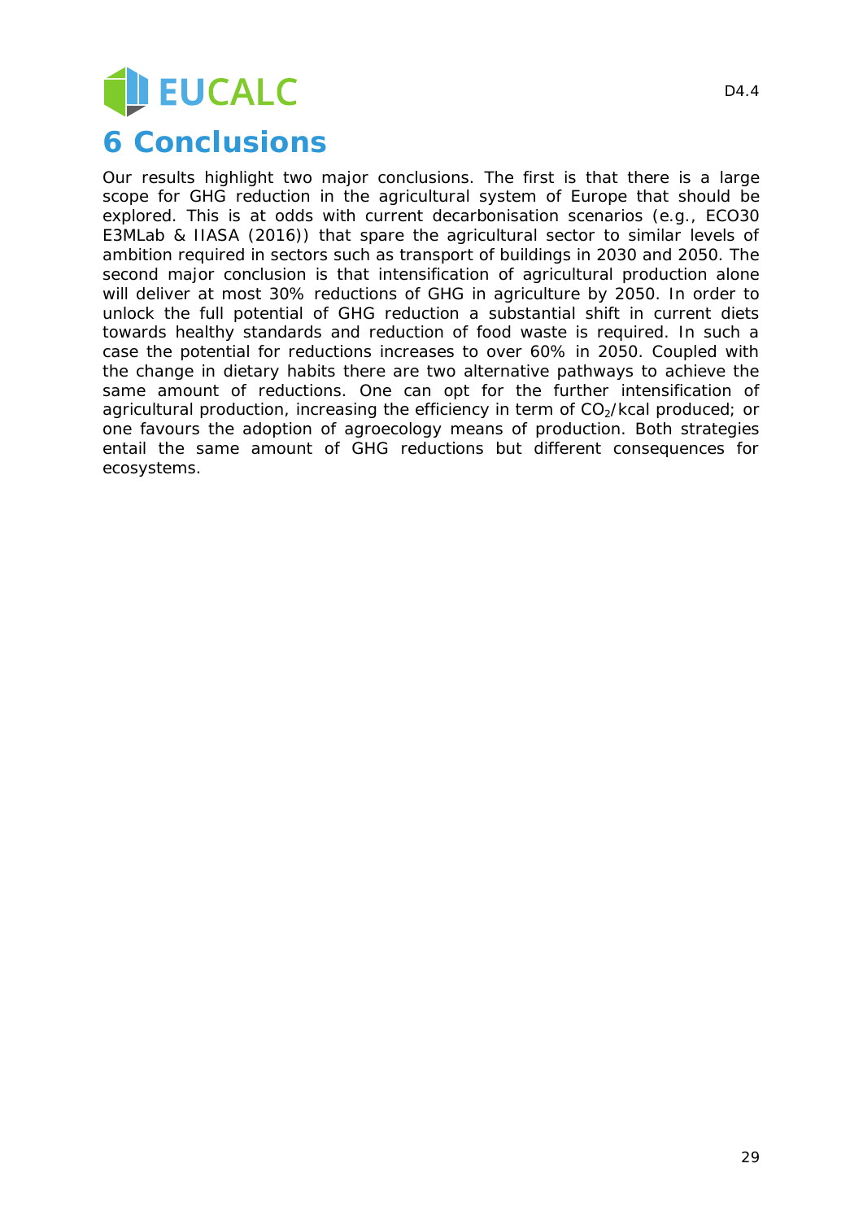# 6 Conclusions

Our results highlight two major conclusions. The first is that there is a large scope for GHG reduction in the agricultural system of Europe that should be explored. This is at odds with current decarbonisation scenarios (e.g., ECO30 E3MLab & IIASA (2016)) that spare the agricultural sector to similar levels of ambition required in sectors such as transport of buildings in 2030 and 2050. The second major conclusion is that intensification of agricultural production alone will deliver at most 30% reductions of GHG in agriculture by 2050. In order to unlock the full potential of GHG reduction a substantial shift in current diets towards healthy standards and reduction of food waste is required. In such a case the potential for reductions increases to over 60% in 2050. Coupled with the change in dietary habits there are two alternative pathways to achieve the same amount of reductions. One can opt for the further intensification of agricultural production, increasing the efficiency in term of $CO_2$/kcal produced; or one favours the adoption of agroecology means of production. Both strategies entail the same amount of GHG reductions but different consequences for ecosystems.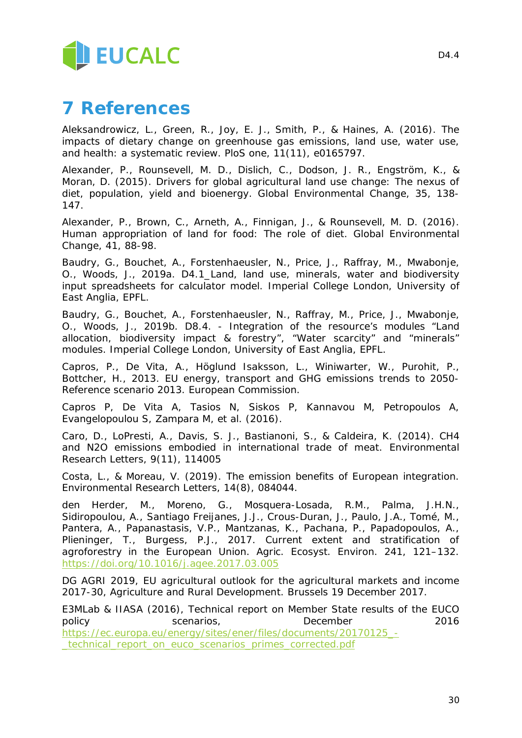# 7 References

Aleksandrowicz, L., Green, R., Joy, E. J., Smith, P., & Haines, A. (2016). The impacts of dietary change on greenhouse gas emissions, land use, water use, and health: a systematic review. PloS one, 11(11), e0165797.

Alexander, P., Rounsevell, M. D., Dislich, C., Dodson, J. R., Engström, K., & Moran, D. (2015). Drivers for global agricultural land use change: The nexus of diet, population, yield and bioenergy. Global Environmental Change, 35, 138-147.

Alexander, P., Brown, C., Arneth, A., Finnigan, J., & Rounsevell, M. D. (2016). Human appropriation of land for food: The role of diet. Global Environmental Change, 41, 88-98.

Baudry, G., Bouchet, A., Forstenhaeusler, N., Price, J., Raffray, M., Mwabonje, O., Woods, J., 2019a. D4.1_Land, land use, minerals, water and biodiversity input spreadsheets for calculator model. Imperial College London, University of East Anglia, EPFL.

Baudry, G., Bouchet, A., Forstenhaeusler, N., Raffray, M., Price, J., Mwabonje, O., Woods, J., 2019b. D8.4. - Integration of the resource's modules "Land allocation, biodiversity impact & forestry", "Water scarcity" and "minerals" modules. Imperial College London, University of East Anglia, EPFL.

Capros, P., De Vita, A., Höglund Isaksson, L., Winiwarter, W., Purohit, P., Bottcher, H., 2013. EU energy, transport and GHG emissions trends to 2050-Reference scenario 2013. European Commission.

Capros P, De Vita A, Tasios N, Siskos P, Kannavou M, Petropoulos A, Evangelopoulou S, Zampara M, et al. (2016).

Caro, D., LoPresti, A., Davis, S. J., Bastianoni, S., & Caldeira, K. (2014). $CH_4$ and $N_2O$ emissions embodied in international trade of meat. Environmental Research Letters, 9(11), 114005

Costa, L., & Moreau, V. (2019). The emission benefits of European integration. Environmental Research Letters, 14(8), 084044.

den Herder, M., Moreno, G., Mosquera-Losada, R.M., Palma, J.H.N., Sidiropoulou, A., Santiago Freijanes, J.J., Crous-Duran, J., Paulo, J.A., Tomé, M., Pantera, A., Papanastasis, V.P., Mantzanas, K., Pachana, P., Papadopoulos, A., Plieninger, T., Burgess, P.J., 2017. Current extent and stratification of agroforestry in the European Union. Agric. Ecosyst. Environ. 241, 121–132. https://doi.org/10.1016/j.agee.2017.03.005

DG AGRI 2019, EU agricultural outlook for the agricultural markets and income 2017-30, Agriculture and Rural Development. Brussels 19 December 2017.

E3MLab & IIASA (2016), Technical report on Member State results of the EUCO policy scenarios, December 2016 https://ec.europa.eu/energy/sites/ener/files/documents/20170125_-_technical_report_on_euco_scenarios_primes_corrected.pdf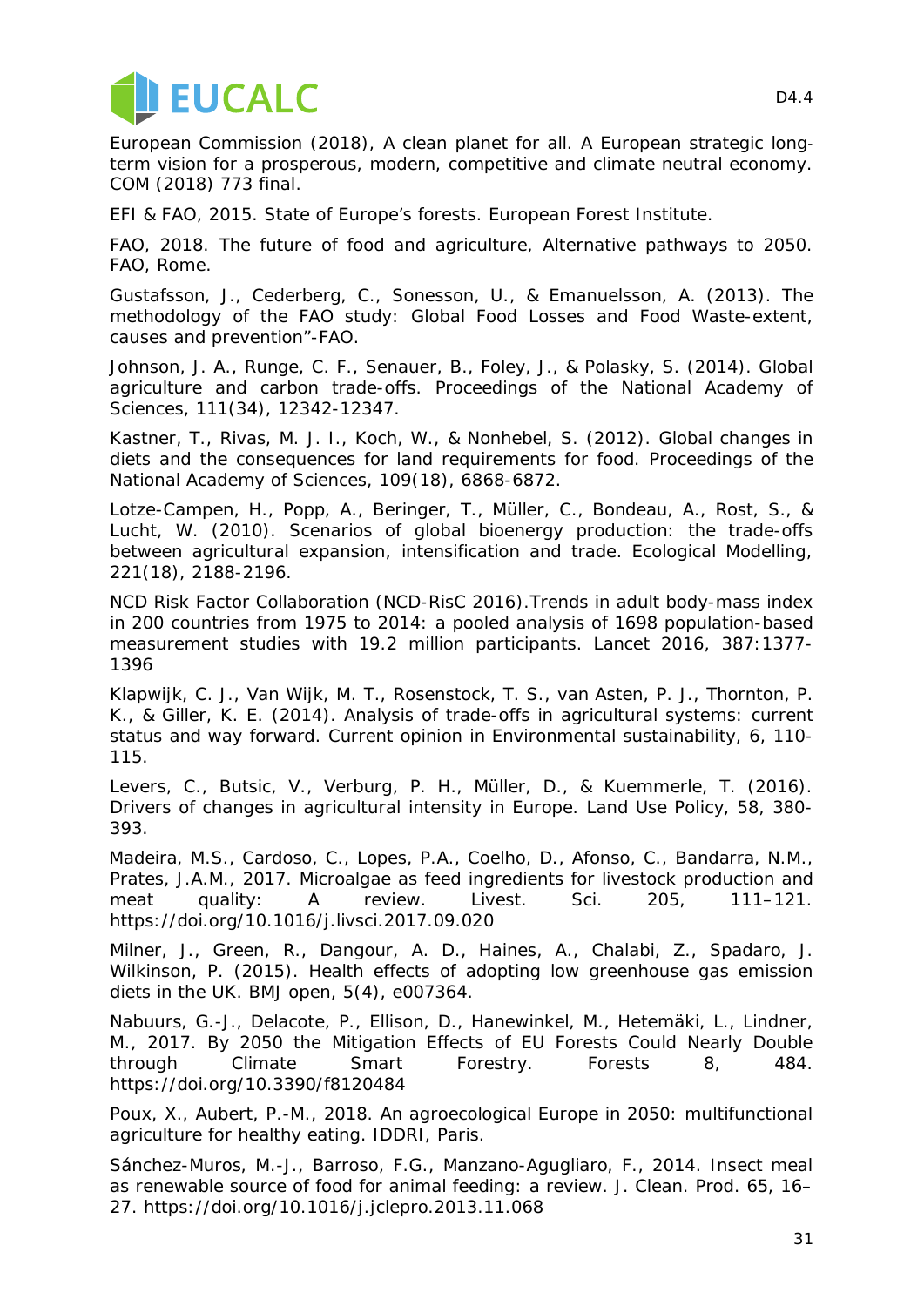European Commission (2018), A clean planet for all. A European strategic long-term vision for a prosperous, modern, competitive and climate neutral economy. COM (2018) 773 final.

EFI & FAO, 2015. State of Europe's forests. European Forest Institute.

FAO, 2018. The future of food and agriculture, Alternative pathways to 2050. FAO, Rome.

Gustafsson, J., Cederberg, C., Sonesson, U., & Emanuelsson, A. (2013). The methodology of the FAO study: Global Food Losses and Food Waste-extent, causes and prevention"-FAO.

Johnson, J. A., Runge, C. F., Senauer, B., Foley, J., & Polasky, S. (2014). Global agriculture and carbon trade-offs. Proceedings of the National Academy of Sciences, 111(34), 12342-12347.

Kastner, T., Rivas, M. J. I., Koch, W., & Nonhebel, S. (2012). Global changes in diets and the consequences for land requirements for food. Proceedings of the National Academy of Sciences, 109(18), 6868-6872.

Lotze-Campen, H., Popp, A., Beringer, T., Müller, C., Bondeau, A., Rost, S., & Lucht, W. (2010). Scenarios of global bioenergy production: the trade-offs between agricultural expansion, intensification and trade. Ecological Modelling, 221(18), 2188-2196.

NCD Risk Factor Collaboration (NCD-RisC 2016).Trends in adult body-mass index in 200 countries from 1975 to 2014: a pooled analysis of 1698 population-based measurement studies with 19.2 million participants. Lancet 2016, 387:1377-1396

Klapwijk, C. J., Van Wijk, M. T., Rosenstock, T. S., van Asten, P. J., Thornton, P. K., & Giller, K. E. (2014). Analysis of trade-offs in agricultural systems: current status and way forward. Current opinion in Environmental sustainability, 6, 110-115.

Levers, C., Butsic, V., Verburg, P. H., Müller, D., & Kuemmerle, T. (2016). Drivers of changes in agricultural intensity in Europe. Land Use Policy, 58, 380-393.

Madeira, M.S., Cardoso, C., Lopes, P.A., Coelho, D., Afonso, C., Bandarra, N.M., Prates, J.A.M., 2017. Microalgae as feed ingredients for livestock production and meat quality: A review. Livest. Sci. 205, 111–121. https://doi.org/10.1016/j.livsci.2017.09.020

Milner, J., Green, R., Dangour, A. D., Haines, A., Chalabi, Z., Spadaro, J. Wilkinson, P. (2015). Health effects of adopting low greenhouse gas emission diets in the UK. BMJ open, 5(4), e007364.

Nabuurs, G.-J., Delacote, P., Ellison, D., Hanewinkel, M., Hetemäki, L., Lindner, M., 2017. By 2050 the Mitigation Effects of EU Forests Could Nearly Double through Climate Smart Forestry. Forests 8, 484. https://doi.org/10.3390/f8120484

Poux, X., Aubert, P.-M., 2018. An agroecological Europe in 2050: multifunctional agriculture for healthy eating. IDDRI, Paris.

Sánchez-Muros, M.-J., Barroso, F.G., Manzano-Agugliaro, F., 2014. Insect meal as renewable source of food for animal feeding: a review. J. Clean. Prod. 65, 16–27. https://doi.org/10.1016/j.jclepro.2013.11.068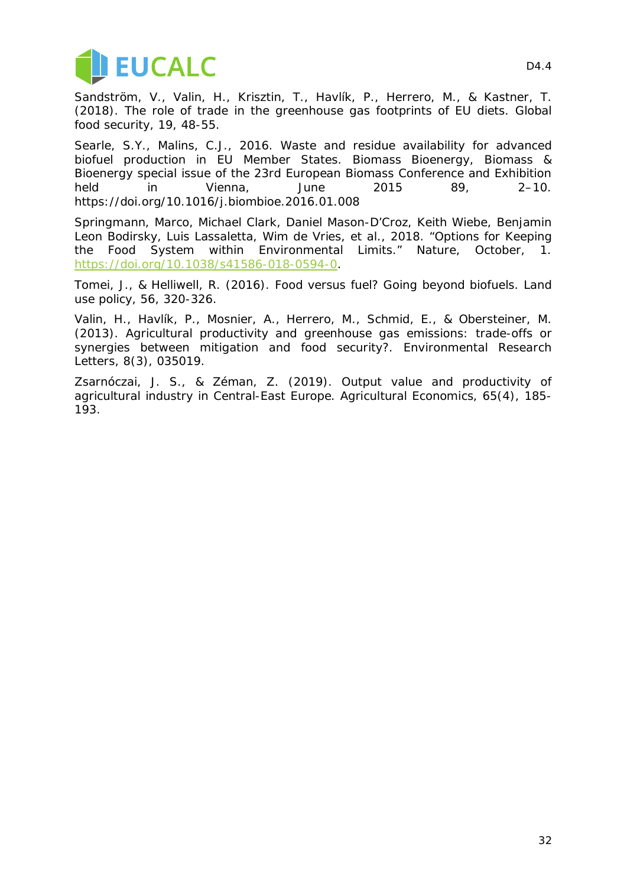Sandström, V., Valin, H., Krisztin, T., Havlík, P., Herrero, M., & Kastner, T. (2018). The role of trade in the greenhouse gas footprints of EU diets. Global food security, 19, 48-55.

Searle, S.Y., Malins, C.J., 2016. Waste and residue availability for advanced biofuel production in EU Member States. Biomass Bioenergy, Biomass & Bioenergy special issue of the 23rd European Biomass Conference and Exhibition held in Vienna, June 2015 89, 2–10. https://doi.org/10.1016/j.biombioe.2016.01.008

Springmann, Marco, Michael Clark, Daniel Mason-D'Croz, Keith Wiebe, Benjamin Leon Bodirsky, Luis Lassaletta, Wim de Vries, et al., 2018. "Options for Keeping the Food System within Environmental Limits." Nature, October, 1. https://doi.org/10.1038/s41586-018-0594-0.

Tomei, J., & Helliwell, R. (2016). Food versus fuel? Going beyond biofuels. Land use policy, 56, 320-326.

Valin, H., Havlík, P., Mosnier, A., Herrero, M., Schmid, E., & Obersteiner, M. (2013). Agricultural productivity and greenhouse gas emissions: trade-offs or synergies between mitigation and food security?. Environmental Research Letters, 8(3), 035019.

Zsarnóczai, J. S., & Zéman, Z. (2019). Output value and productivity of agricultural industry in Central-East Europe. Agricultural Economics, 65(4), 185-193.